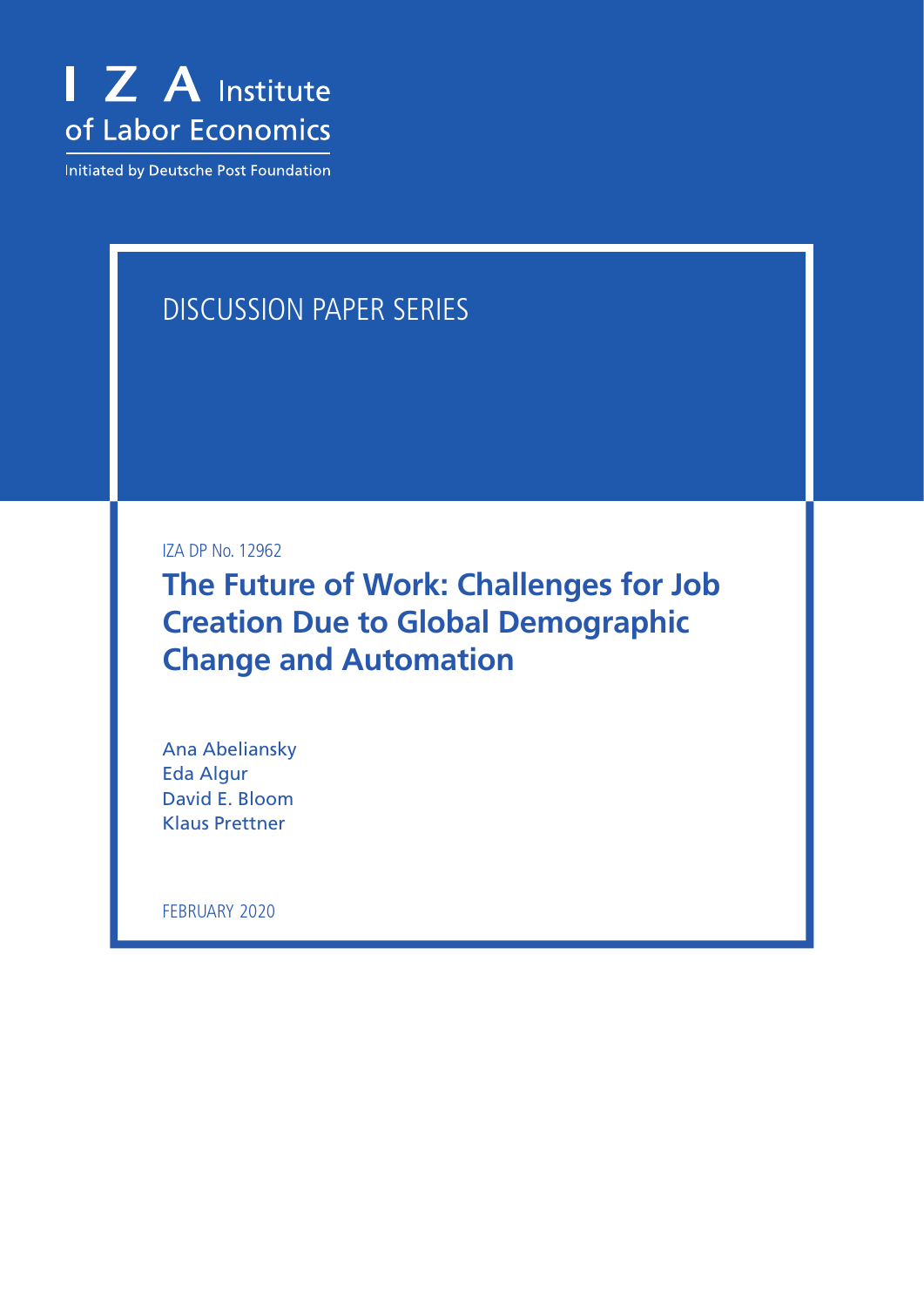I Z A Institute of Labor Economics

Initiated by Deutsche Post Foundation

DISCUSSION PAPER SERIES

IZA DP No. 12962

# The Future of Work: Challenges for Job Creation Due to Global Demographic Change and Automation

Ana Abeliansky
Eda Algur
David E. Bloom
Klaus Prettner

FEBRUARY 2020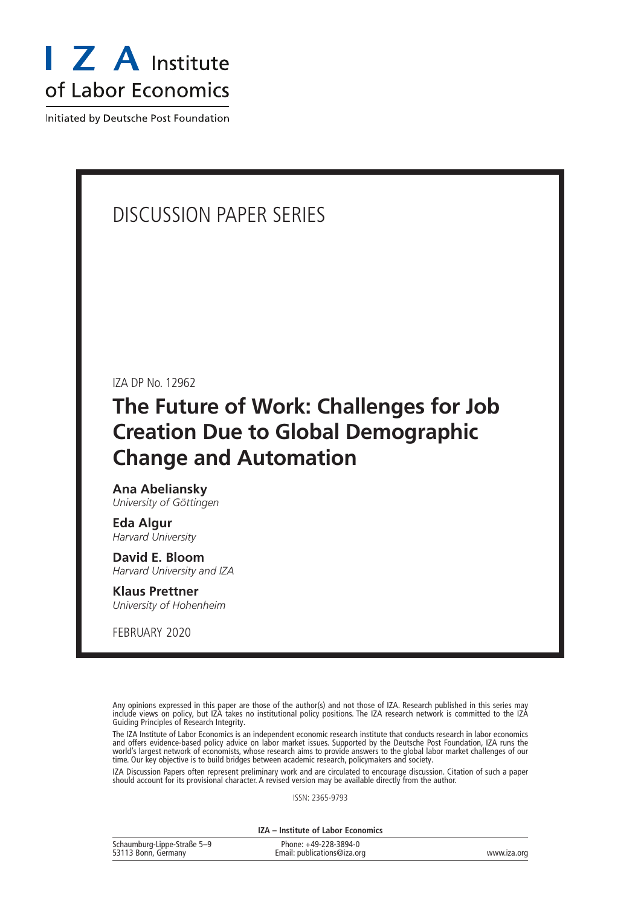I Z A Institute of Labor Economics

Initiated by Deutsche Post Foundation

DISCUSSION PAPER SERIES

IZA DP No. 12962

# The Future of Work: Challenges for Job Creation Due to Global Demographic Change and Automation

**Ana Abeliansky**
*University of Göttingen*

**Eda Algur**
*Harvard University*

**David E. Bloom**
*Harvard University and IZA*

**Klaus Prettner**
*University of Hohenheim*

FEBRUARY 2020

Any opinions expressed in this paper are those of the author(s) and not those of IZA. Research published in this series may include views on policy, but IZA takes no institutional policy positions. The IZA research network is committed to the IZA Guiding Principles of Research Integrity.

The IZA Institute of Labor Economics is an independent economic research institute that conducts research in labor economics and offers evidence-based policy advice on labor market issues. Supported by the Deutsche Post Foundation, IZA runs the world's largest network of economists, whose research aims to provide answers to the global labor market challenges of our time. Our key objective is to build bridges between academic research, policymakers and society.

IZA Discussion Papers often represent preliminary work and are circulated to encourage discussion. Citation of such a paper should account for its provisional character. A revised version may be available directly from the author.

ISSN: 2365-9793

**IZA – Institute of Labor Economics**

Schaumburg-Lippe-Straße 5–9
53113 Bonn, Germany

Phone: +49-228-3894-0
Email: publications@iza.org

www.iza.org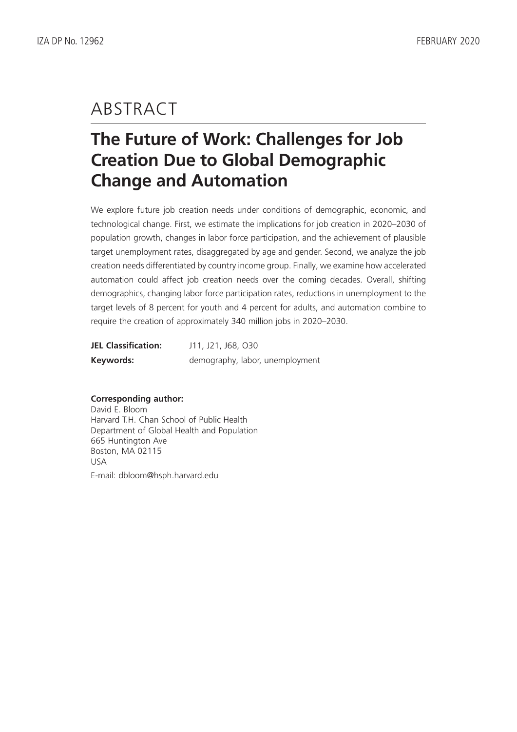# ABSTRACT

## The Future of Work: Challenges for Job Creation Due to Global Demographic Change and Automation

We explore future job creation needs under conditions of demographic, economic, and technological change. First, we estimate the implications for job creation in 2020–2030 of population growth, changes in labor force participation, and the achievement of plausible target unemployment rates, disaggregated by age and gender. Second, we analyze the job creation needs differentiated by country income group. Finally, we examine how accelerated automation could affect job creation needs over the coming decades. Overall, shifting demographics, changing labor force participation rates, reductions in unemployment to the target levels of 8 percent for youth and 4 percent for adults, and automation combine to require the creation of approximately 340 million jobs in 2020–2030.

**JEL Classification:** J11, J21, J68, O30

**Keywords:** demography, labor, unemployment

**Corresponding author:**
David E. Bloom
Harvard T.H. Chan School of Public Health
Department of Global Health and Population
665 Huntington Ave
Boston, MA 02115
USA

E-mail: dbloom@hsph.harvard.edu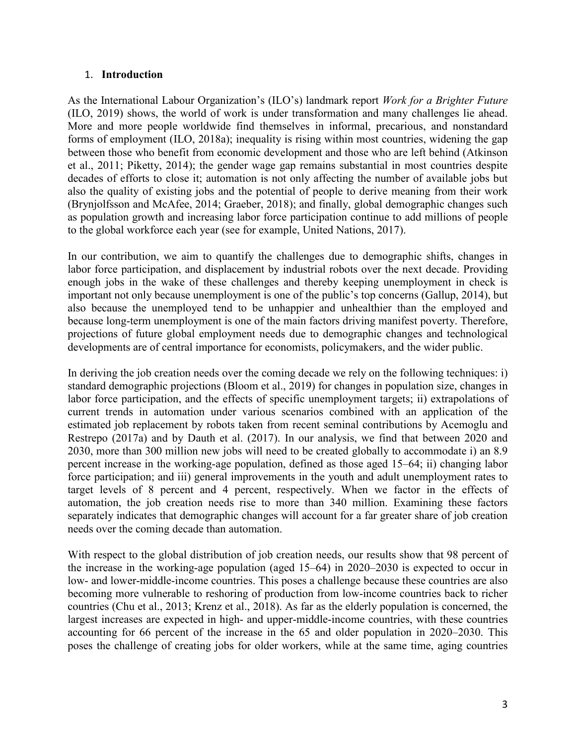## 1. Introduction

As the International Labour Organization's (ILO's) landmark report *Work for a Brighter Future* (ILO, 2019) shows, the world of work is under transformation and many challenges lie ahead. More and more people worldwide find themselves in informal, precarious, and nonstandard forms of employment (ILO, 2018a); inequality is rising within most countries, widening the gap between those who benefit from economic development and those who are left behind (Atkinson et al., 2011; Piketty, 2014); the gender wage gap remains substantial in most countries despite decades of efforts to close it; automation is not only affecting the number of available jobs but also the quality of existing jobs and the potential of people to derive meaning from their work (Brynjolfsson and McAfee, 2014; Graeber, 2018); and finally, global demographic changes such as population growth and increasing labor force participation continue to add millions of people to the global workforce each year (see for example, United Nations, 2017).

In our contribution, we aim to quantify the challenges due to demographic shifts, changes in labor force participation, and displacement by industrial robots over the next decade. Providing enough jobs in the wake of these challenges and thereby keeping unemployment in check is important not only because unemployment is one of the public's top concerns (Gallup, 2014), but also because the unemployed tend to be unhappier and unhealthier than the employed and because long-term unemployment is one of the main factors driving manifest poverty. Therefore, projections of future global employment needs due to demographic changes and technological developments are of central importance for economists, policymakers, and the wider public.

In deriving the job creation needs over the coming decade we rely on the following techniques: i) standard demographic projections (Bloom et al., 2019) for changes in population size, changes in labor force participation, and the effects of specific unemployment targets; ii) extrapolations of current trends in automation under various scenarios combined with an application of the estimated job replacement by robots taken from recent seminal contributions by Acemoglu and Restrepo (2017a) and by Dauth et al. (2017). In our analysis, we find that between 2020 and 2030, more than 300 million new jobs will need to be created globally to accommodate i) an 8.9 percent increase in the working-age population, defined as those aged 15–64; ii) changing labor force participation; and iii) general improvements in the youth and adult unemployment rates to target levels of 8 percent and 4 percent, respectively. When we factor in the effects of automation, the job creation needs rise to more than 340 million. Examining these factors separately indicates that demographic changes will account for a far greater share of job creation needs over the coming decade than automation.

With respect to the global distribution of job creation needs, our results show that 98 percent of the increase in the working-age population (aged 15–64) in 2020–2030 is expected to occur in low- and lower-middle-income countries. This poses a challenge because these countries are also becoming more vulnerable to reshoring of production from low-income countries back to richer countries (Chu et al., 2013; Krenz et al., 2018). As far as the elderly population is concerned, the largest increases are expected in high- and upper-middle-income countries, with these countries accounting for 66 percent of the increase in the 65 and older population in 2020–2030. This poses the challenge of creating jobs for older workers, while at the same time, aging countries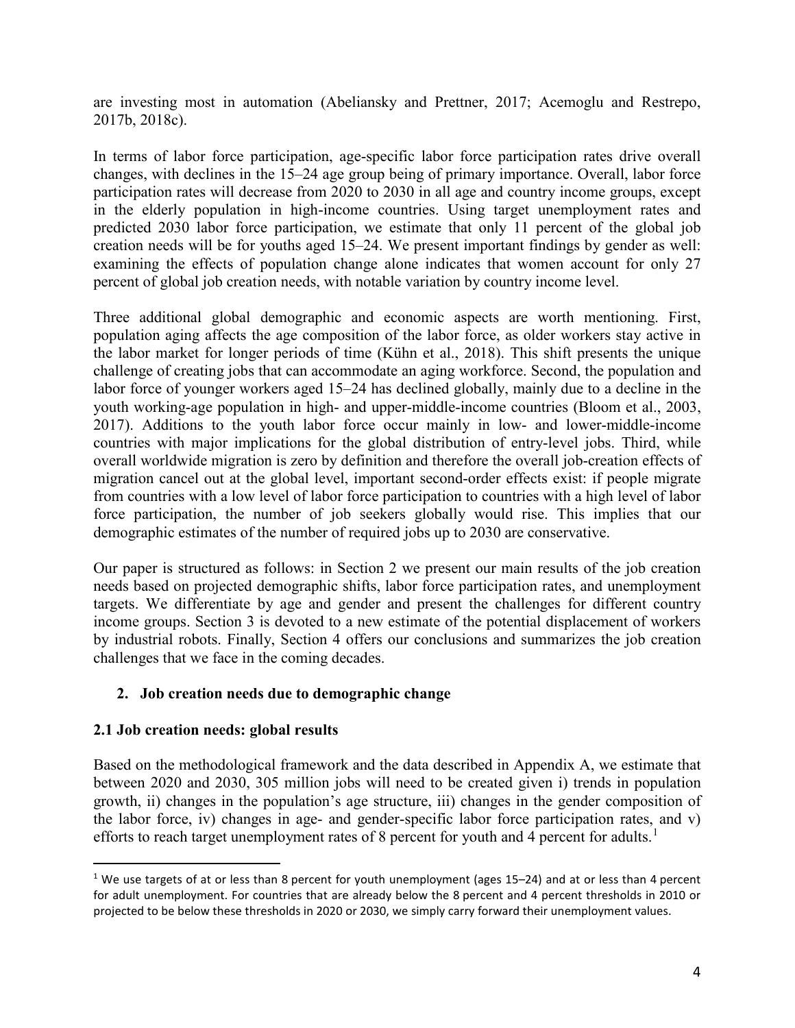are investing most in automation (Abeliansky and Prettner, 2017; Acemoglu and Restrepo, 2017b, 2018c).

In terms of labor force participation, age-specific labor force participation rates drive overall changes, with declines in the 15–24 age group being of primary importance. Overall, labor force participation rates will decrease from 2020 to 2030 in all age and country income groups, except in the elderly population in high-income countries. Using target unemployment rates and predicted 2030 labor force participation, we estimate that only 11 percent of the global job creation needs will be for youths aged 15–24. We present important findings by gender as well: examining the effects of population change alone indicates that women account for only 27 percent of global job creation needs, with notable variation by country income level.

Three additional global demographic and economic aspects are worth mentioning. First, population aging affects the age composition of the labor force, as older workers stay active in the labor market for longer periods of time (Kühn et al., 2018). This shift presents the unique challenge of creating jobs that can accommodate an aging workforce. Second, the population and labor force of younger workers aged 15–24 has declined globally, mainly due to a decline in the youth working-age population in high- and upper-middle-income countries (Bloom et al., 2003, 2017). Additions to the youth labor force occur mainly in low- and lower-middle-income countries with major implications for the global distribution of entry-level jobs. Third, while overall worldwide migration is zero by definition and therefore the overall job-creation effects of migration cancel out at the global level, important second-order effects exist: if people migrate from countries with a low level of labor force participation to countries with a high level of labor force participation, the number of job seekers globally would rise. This implies that our demographic estimates of the number of required jobs up to 2030 are conservative.

Our paper is structured as follows: in Section 2 we present our main results of the job creation needs based on projected demographic shifts, labor force participation rates, and unemployment targets. We differentiate by age and gender and present the challenges for different country income groups. Section 3 is devoted to a new estimate of the potential displacement of workers by industrial robots. Finally, Section 4 offers our conclusions and summarizes the job creation challenges that we face in the coming decades.

## 2. Job creation needs due to demographic change

### 2.1 Job creation needs: global results

Based on the methodological framework and the data described in Appendix A, we estimate that between 2020 and 2030, 305 million jobs will need to be created given i) trends in population growth, ii) changes in the population's age structure, iii) changes in the gender composition of the labor force, iv) changes in age- and gender-specific labor force participation rates, and v) efforts to reach target unemployment rates of 8 percent for youth and 4 percent for adults.[1]

[1] We use targets of at or less than 8 percent for youth unemployment (ages 15–24) and at or less than 4 percent for adult unemployment. For countries that are already below the 8 percent and 4 percent thresholds in 2010 or projected to be below these thresholds in 2020 or 2030, we simply carry forward their unemployment values.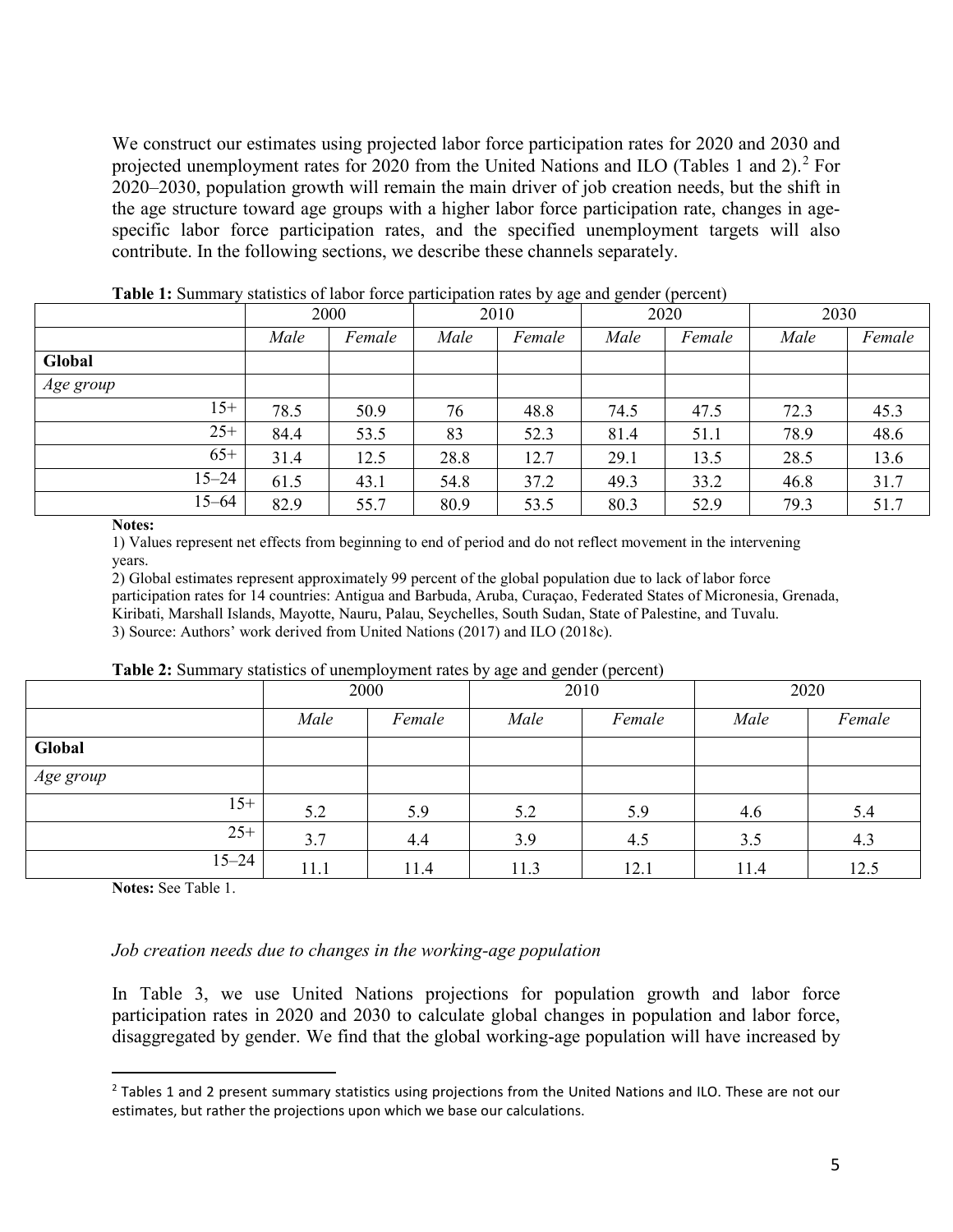We construct our estimates using projected labor force participation rates for 2020 and 2030 and projected unemployment rates for 2020 from the United Nations and ILO (Tables 1 and 2).[2] For 2020–2030, population growth will remain the main driver of job creation needs, but the shift in the age structure toward age groups with a higher labor force participation rate, changes in age-specific labor force participation rates, and the specified unemployment targets will also contribute. In the following sections, we describe these channels separately.

**Table 1:** Summary statistics of labor force participation rates by age and gender (percent)

| | 2000 | | 2010 | | 2020 | | 2030 | |
|---|---|---|---|---|---|---|---|---|
| | *Male* | *Female* | *Male* | *Female* | *Male* | *Female* | *Male* | *Female* |
| **Global** | | | | | | | | |
| *Age group* | | | | | | | | |
| 15+ | 78.5 | 50.9 | 76 | 48.8 | 74.5 | 47.5 | 72.3 | 45.3 |
| 25+ | 84.4 | 53.5 | 83 | 52.3 | 81.4 | 51.1 | 78.9 | 48.6 |
| 65+ | 31.4 | 12.5 | 28.8 | 12.7 | 29.1 | 13.5 | 28.5 | 13.6 |
| 15–24 | 61.5 | 43.1 | 54.8 | 37.2 | 49.3 | 33.2 | 46.8 | 31.7 |
| 15–64 | 82.9 | 55.7 | 80.9 | 53.5 | 80.3 | 52.9 | 79.3 | 51.7 |

**Notes:**
1) Values represent net effects from beginning to end of period and do not reflect movement in the intervening years.
2) Global estimates represent approximately 99 percent of the global population due to lack of labor force participation rates for 14 countries: Antigua and Barbuda, Aruba, Curaçao, Federated States of Micronesia, Grenada, Kiribati, Marshall Islands, Mayotte, Nauru, Palau, Seychelles, South Sudan, State of Palestine, and Tuvalu.
3) Source: Authors' work derived from United Nations (2017) and ILO (2018c).

**Table 2:** Summary statistics of unemployment rates by age and gender (percent)

| | 2000 | | 2010 | | 2020 | |
|---|---|---|---|---|---|---|
| | *Male* | *Female* | *Male* | *Female* | *Male* | *Female* |
| **Global** | | | | | | |
| *Age group* | | | | | | |
| 15+ | 5.2 | 5.9 | 5.2 | 5.9 | 4.6 | 5.4 |
| 25+ | 3.7 | 4.4 | 3.9 | 4.5 | 3.5 | 4.3 |
| 15–24 | 11.1 | 11.4 | 11.3 | 12.1 | 11.4 | 12.5 |

**Notes:** See Table 1.

*Job creation needs due to changes in the working-age population*

In Table 3, we use United Nations projections for population growth and labor force participation rates in 2020 and 2030 to calculate global changes in population and labor force, disaggregated by gender. We find that the global working-age population will have increased by

[2] Tables 1 and 2 present summary statistics using projections from the United Nations and ILO. These are not our estimates, but rather the projections upon which we base our calculations.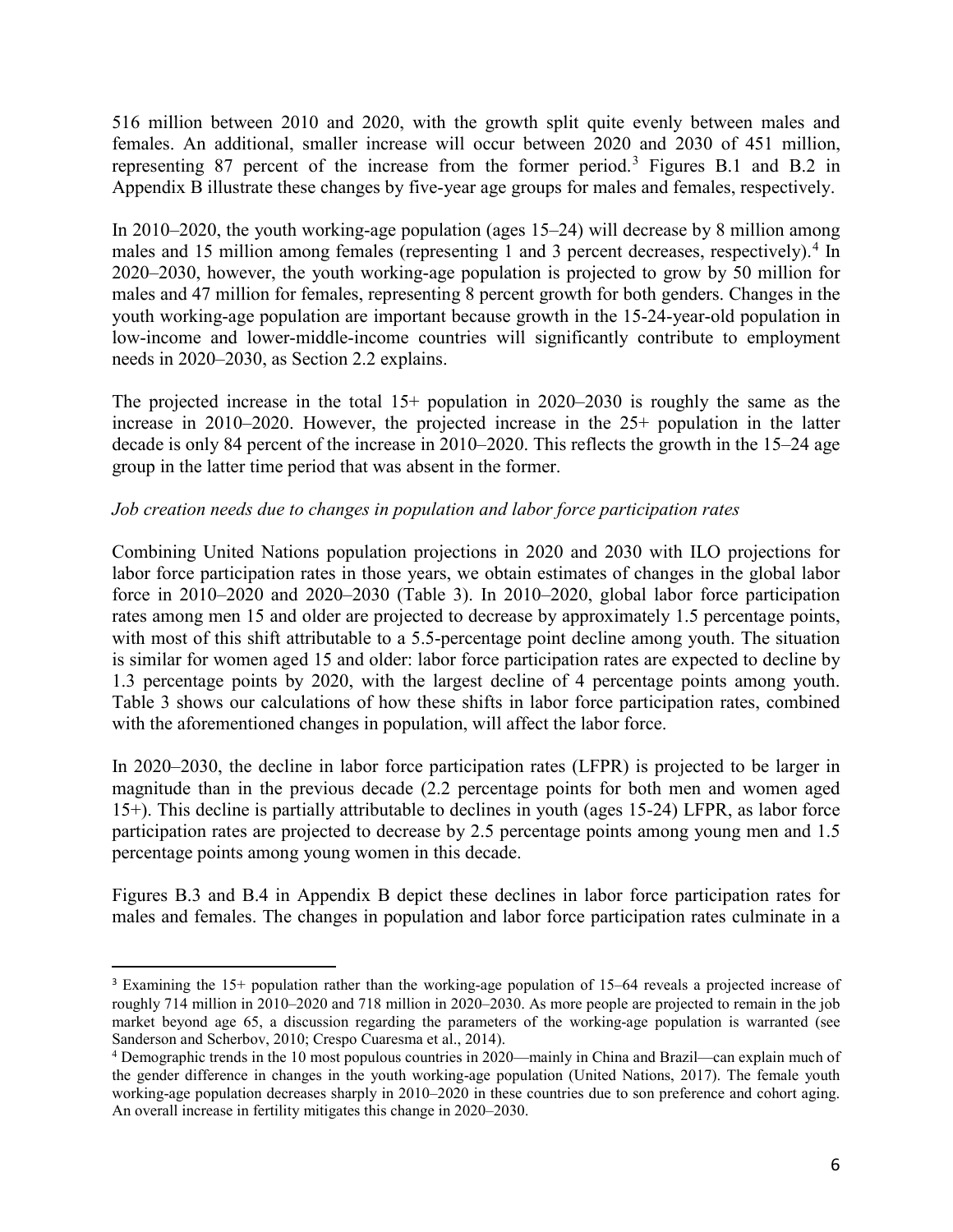516 million between 2010 and 2020, with the growth split quite evenly between males and females. An additional, smaller increase will occur between 2020 and 2030 of 451 million, representing 87 percent of the increase from the former period.[3] Figures B.1 and B.2 in Appendix B illustrate these changes by five-year age groups for males and females, respectively.

In 2010–2020, the youth working-age population (ages 15–24) will decrease by 8 million among males and 15 million among females (representing 1 and 3 percent decreases, respectively).[4] In 2020–2030, however, the youth working-age population is projected to grow by 50 million for males and 47 million for females, representing 8 percent growth for both genders. Changes in the youth working-age population are important because growth in the 15-24-year-old population in low-income and lower-middle-income countries will significantly contribute to employment needs in 2020–2030, as Section 2.2 explains.

The projected increase in the total 15+ population in 2020–2030 is roughly the same as the increase in 2010–2020. However, the projected increase in the 25+ population in the latter decade is only 84 percent of the increase in 2010–2020. This reflects the growth in the 15–24 age group in the latter time period that was absent in the former.

*Job creation needs due to changes in population and labor force participation rates*

Combining United Nations population projections in 2020 and 2030 with ILO projections for labor force participation rates in those years, we obtain estimates of changes in the global labor force in 2010–2020 and 2020–2030 (Table 3). In 2010–2020, global labor force participation rates among men 15 and older are projected to decrease by approximately 1.5 percentage points, with most of this shift attributable to a 5.5-percentage point decline among youth. The situation is similar for women aged 15 and older: labor force participation rates are expected to decline by 1.3 percentage points by 2020, with the largest decline of 4 percentage points among youth. Table 3 shows our calculations of how these shifts in labor force participation rates, combined with the aforementioned changes in population, will affect the labor force.

In 2020–2030, the decline in labor force participation rates (LFPR) is projected to be larger in magnitude than in the previous decade (2.2 percentage points for both men and women aged 15+). This decline is partially attributable to declines in youth (ages 15-24) LFPR, as labor force participation rates are projected to decrease by 2.5 percentage points among young men and 1.5 percentage points among young women in this decade.

Figures B.3 and B.4 in Appendix B depict these declines in labor force participation rates for males and females. The changes in population and labor force participation rates culminate in a

[3] Examining the 15+ population rather than the working-age population of 15–64 reveals a projected increase of roughly 714 million in 2010–2020 and 718 million in 2020–2030. As more people are projected to remain in the job market beyond age 65, a discussion regarding the parameters of the working-age population is warranted (see Sanderson and Scherbov, 2010; Crespo Cuaresma et al., 2014).

[4] Demographic trends in the 10 most populous countries in 2020—mainly in China and Brazil—can explain much of the gender difference in changes in the youth working-age population (United Nations, 2017). The female youth working-age population decreases sharply in 2010–2020 in these countries due to son preference and cohort aging. An overall increase in fertility mitigates this change in 2020–2030.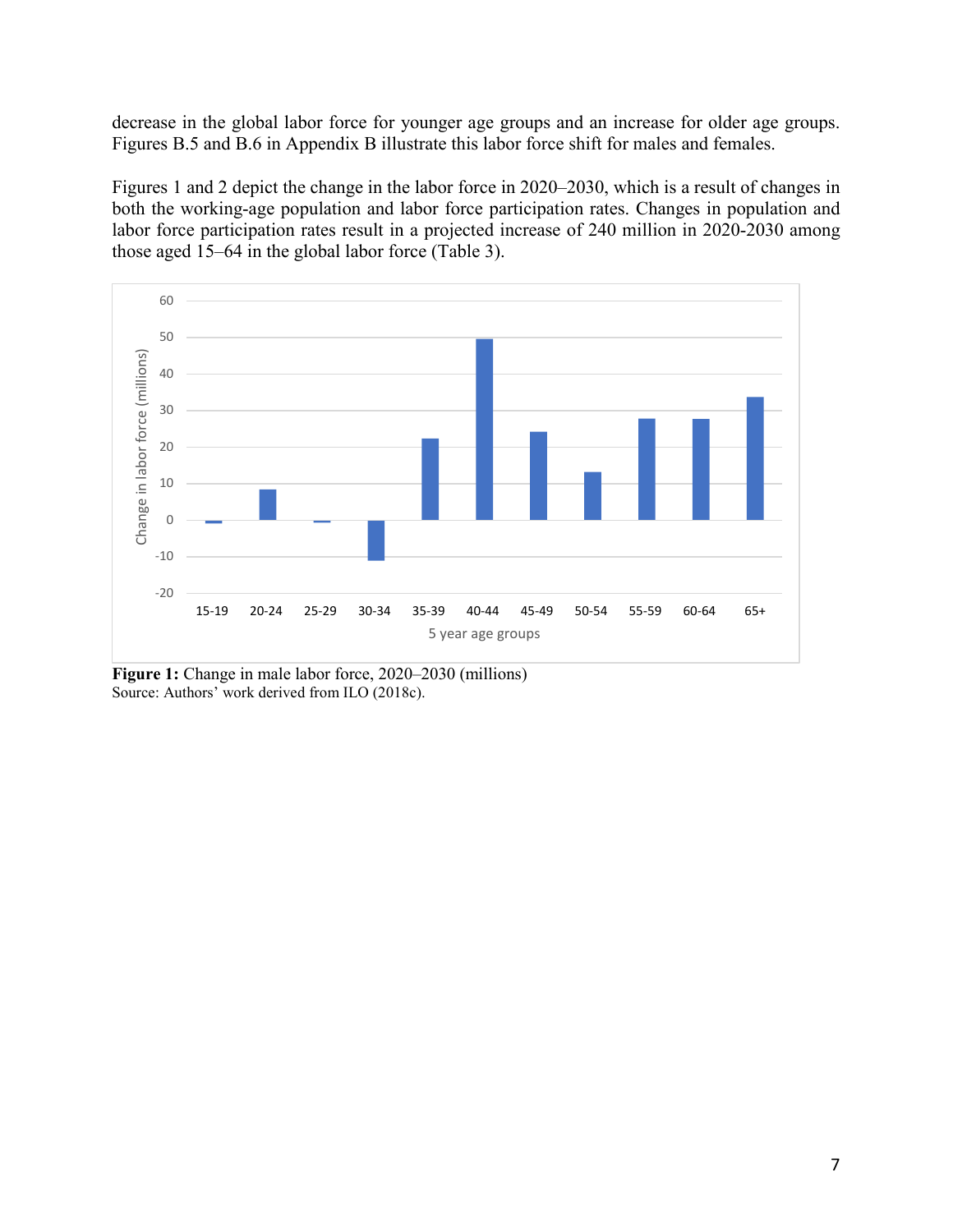decrease in the global labor force for younger age groups and an increase for older age groups. Figures B.5 and B.6 in Appendix B illustrate this labor force shift for males and females.

Figures 1 and 2 depict the change in the labor force in 2020–2030, which is a result of changes in both the working-age population and labor force participation rates. Changes in population and labor force participation rates result in a projected increase of 240 million in 2020-2030 among those aged 15–64 in the global labor force (Table 3).

**Figure 1:** Change in male labor force, 2020–2030 (millions)
Source: Authors' work derived from ILO (2018c).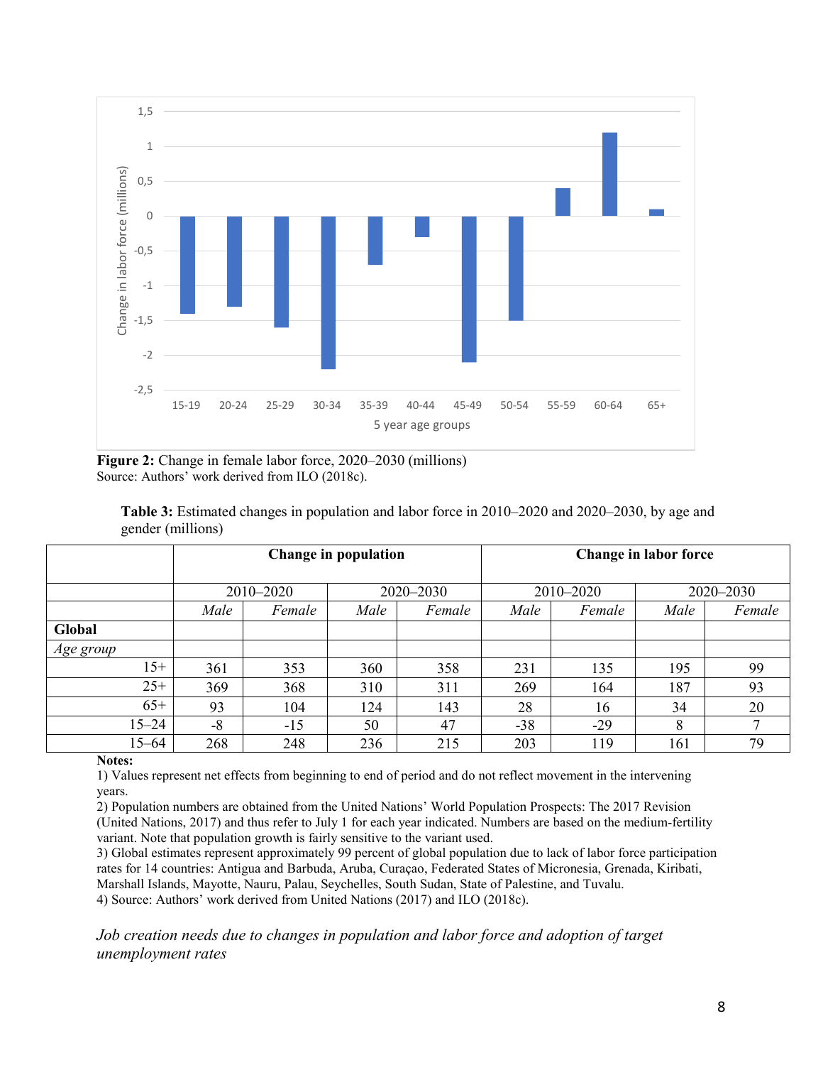**Figure 2:** Change in female labor force, 2020–2030 (millions)
Source: Authors' work derived from ILO (2018c).

**Table 3:** Estimated changes in population and labor force in 2010–2020 and 2020–2030, by age and gender (millions)

| | **Change in population** | | | | **Change in labor force** | | | |
|---|---|---|---|---|---|---|---|---|
| | 2010–2020 | | 2020–2030 | | 2010–2020 | | 2020–2030 | |
| | *Male* | *Female* | *Male* | *Female* | *Male* | *Female* | *Male* | *Female* |
| **Global** | | | | | | | | |
| *Age group* | | | | | | | | |
| 15+ | 361 | 353 | 360 | 358 | 231 | 135 | 195 | 99 |
| 25+ | 369 | 368 | 310 | 311 | 269 | 164 | 187 | 93 |
| 65+ | 93 | 104 | 124 | 143 | 28 | 16 | 34 | 20 |
| 15–24 | -8 | -15 | 50 | 47 | -38 | -29 | 8 | 7 |
| 15–64 | 268 | 248 | 236 | 215 | 203 | 119 | 161 | 79 |

**Notes:**
1) Values represent net effects from beginning to end of period and do not reflect movement in the intervening years.
2) Population numbers are obtained from the United Nations' World Population Prospects: The 2017 Revision (United Nations, 2017) and thus refer to July 1 for each year indicated. Numbers are based on the medium-fertility variant. Note that population growth is fairly sensitive to the variant used.
3) Global estimates represent approximately 99 percent of global population due to lack of labor force participation rates for 14 countries: Antigua and Barbuda, Aruba, Curaçao, Federated States of Micronesia, Grenada, Kiribati, Marshall Islands, Mayotte, Nauru, Palau, Seychelles, South Sudan, State of Palestine, and Tuvalu.
4) Source: Authors' work derived from United Nations (2017) and ILO (2018c).

*Job creation needs due to changes in population and labor force and adoption of target unemployment rates*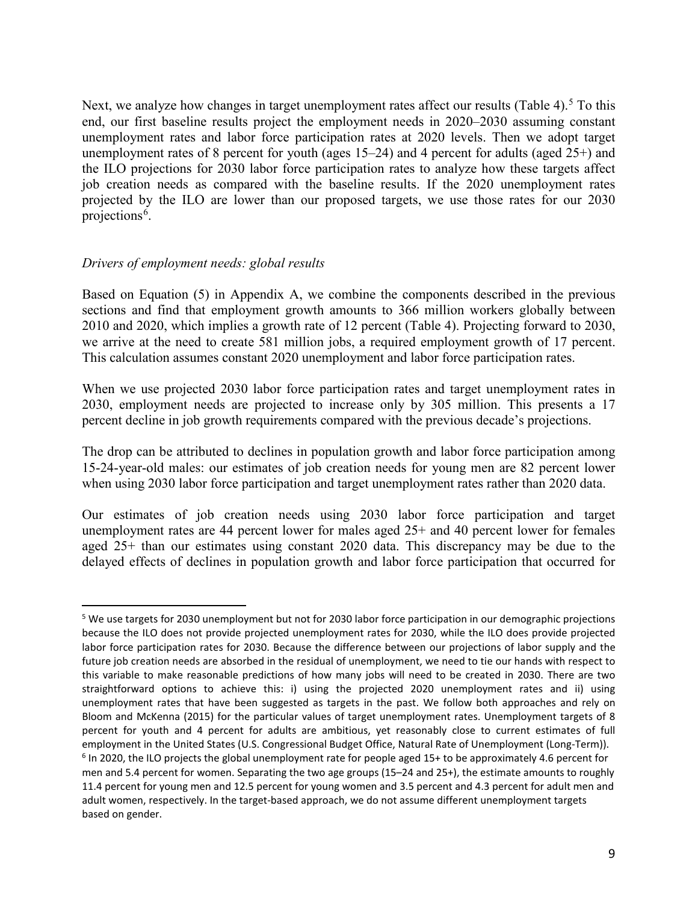Next, we analyze how changes in target unemployment rates affect our results (Table 4).[5] To this end, our first baseline results project the employment needs in 2020–2030 assuming constant unemployment rates and labor force participation rates at 2020 levels. Then we adopt target unemployment rates of 8 percent for youth (ages 15–24) and 4 percent for adults (aged 25+) and the ILO projections for 2030 labor force participation rates to analyze how these targets affect job creation needs as compared with the baseline results. If the 2020 unemployment rates projected by the ILO are lower than our proposed targets, we use those rates for our 2030 projections[6].

*Drivers of employment needs: global results*

Based on Equation (5) in Appendix A, we combine the components described in the previous sections and find that employment growth amounts to 366 million workers globally between 2010 and 2020, which implies a growth rate of 12 percent (Table 4). Projecting forward to 2030, we arrive at the need to create 581 million jobs, a required employment growth of 17 percent. This calculation assumes constant 2020 unemployment and labor force participation rates.

When we use projected 2030 labor force participation rates and target unemployment rates in 2030, employment needs are projected to increase only by 305 million. This presents a 17 percent decline in job growth requirements compared with the previous decade's projections.

The drop can be attributed to declines in population growth and labor force participation among 15-24-year-old males: our estimates of job creation needs for young men are 82 percent lower when using 2030 labor force participation and target unemployment rates rather than 2020 data.

Our estimates of job creation needs using 2030 labor force participation and target unemployment rates are 44 percent lower for males aged 25+ and 40 percent lower for females aged 25+ than our estimates using constant 2020 data. This discrepancy may be due to the delayed effects of declines in population growth and labor force participation that occurred for

---

[5] We use targets for 2030 unemployment but not for 2030 labor force participation in our demographic projections because the ILO does not provide projected unemployment rates for 2030, while the ILO does provide projected labor force participation rates for 2030. Because the difference between our projections of labor supply and the future job creation needs are absorbed in the residual of unemployment, we need to tie our hands with respect to this variable to make reasonable predictions of how many jobs will need to be created in 2030. There are two straightforward options to achieve this: i) using the projected 2020 unemployment rates and ii) using unemployment rates that have been suggested as targets in the past. We follow both approaches and rely on Bloom and McKenna (2015) for the particular values of target unemployment rates. Unemployment targets of 8 percent for youth and 4 percent for adults are ambitious, yet reasonably close to current estimates of full employment in the United States (U.S. Congressional Budget Office, Natural Rate of Unemployment (Long-Term)).

[6] In 2020, the ILO projects the global unemployment rate for people aged 15+ to be approximately 4.6 percent for men and 5.4 percent for women. Separating the two age groups (15–24 and 25+), the estimate amounts to roughly 11.4 percent for young men and 12.5 percent for young women and 3.5 percent and 4.3 percent for adult men and adult women, respectively. In the target-based approach, we do not assume different unemployment targets based on gender.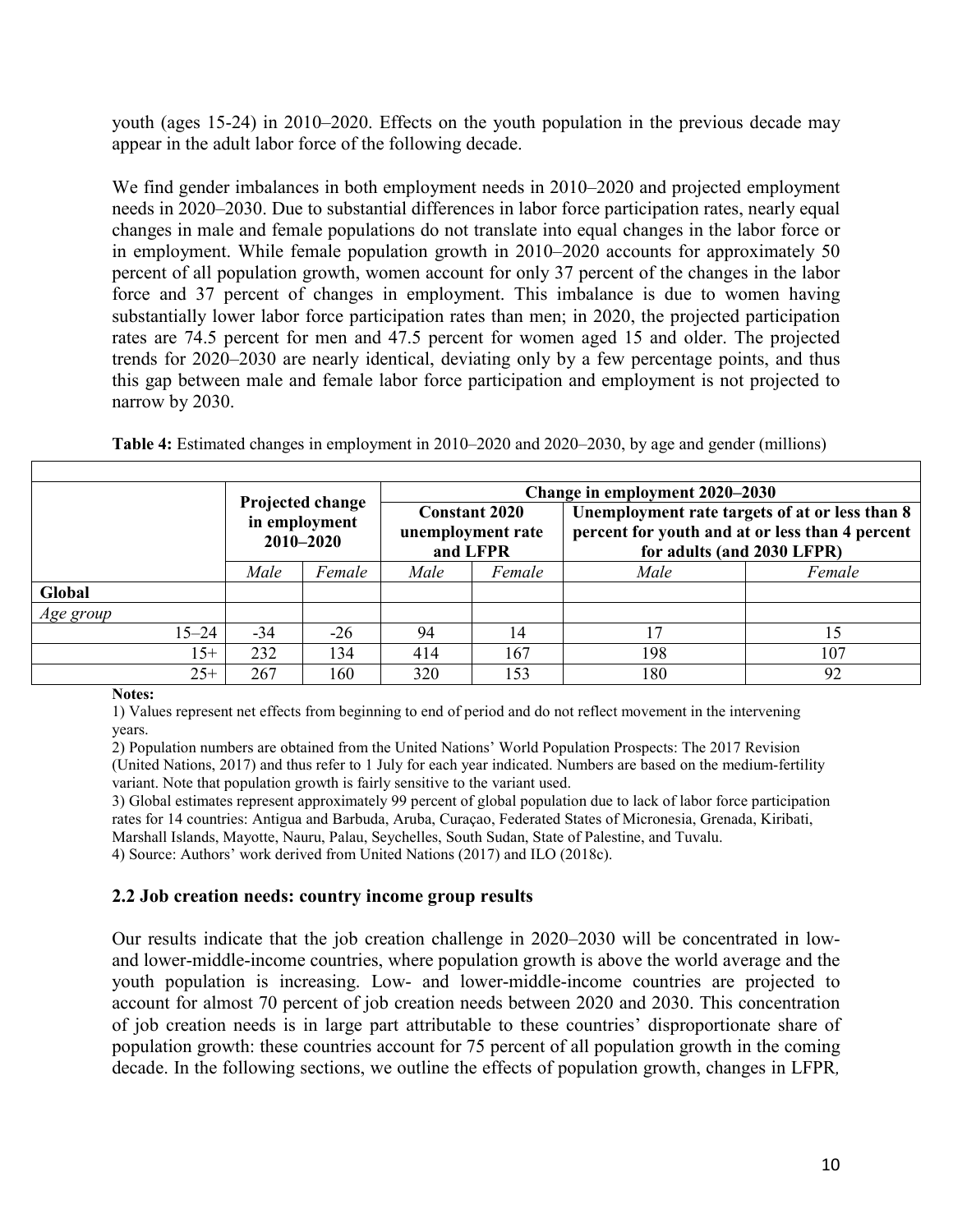youth (ages 15-24) in 2010–2020. Effects on the youth population in the previous decade may appear in the adult labor force of the following decade.

We find gender imbalances in both employment needs in 2010–2020 and projected employment needs in 2020–2030. Due to substantial differences in labor force participation rates, nearly equal changes in male and female populations do not translate into equal changes in the labor force or in employment. While female population growth in 2010–2020 accounts for approximately 50 percent of all population growth, women account for only 37 percent of the changes in the labor force and 37 percent of changes in employment. This imbalance is due to women having substantially lower labor force participation rates than men; in 2020, the projected participation rates are 74.5 percent for men and 47.5 percent for women aged 15 and older. The projected trends for 2020–2030 are nearly identical, deviating only by a few percentage points, and thus this gap between male and female labor force participation and employment is not projected to narrow by 2030.

**Table 4:** Estimated changes in employment in 2010–2020 and 2020–2030, by age and gender (millions)

| | Projected change in employment 2010–2020 | | Change in employment 2020–2030 | | | |
|---|---|---|---|---|---|---|
| | | | Constant 2020 unemployment rate and LFPR | | Unemployment rate targets of at or less than 8 percent for youth and at or less than 4 percent for adults (and 2030 LFPR) | |
| | *Male* | *Female* | *Male* | *Female* | *Male* | *Female* |
| **Global** | | | | | | |
| *Age group* | | | | | | |
| 15–24 | -34 | -26 | 94 | 14 | 17 | 15 |
| 15+ | 232 | 134 | 414 | 167 | 198 | 107 |
| 25+ | 267 | 160 | 320 | 153 | 180 | 92 |

**Notes:**

1) Values represent net effects from beginning to end of period and do not reflect movement in the intervening years.

2) Population numbers are obtained from the United Nations' World Population Prospects: The 2017 Revision (United Nations, 2017) and thus refer to 1 July for each year indicated. Numbers are based on the medium-fertility variant. Note that population growth is fairly sensitive to the variant used.

3) Global estimates represent approximately 99 percent of global population due to lack of labor force participation rates for 14 countries: Antigua and Barbuda, Aruba, Curaçao, Federated States of Micronesia, Grenada, Kiribati, Marshall Islands, Mayotte, Nauru, Palau, Seychelles, South Sudan, State of Palestine, and Tuvalu.

4) Source: Authors' work derived from United Nations (2017) and ILO (2018c).

## 2.2 Job creation needs: country income group results

Our results indicate that the job creation challenge in 2020–2030 will be concentrated in low- and lower-middle-income countries, where population growth is above the world average and the youth population is increasing. Low- and lower-middle-income countries are projected to account for almost 70 percent of job creation needs between 2020 and 2030. This concentration of job creation needs is in large part attributable to these countries' disproportionate share of population growth: these countries account for 75 percent of all population growth in the coming decade. In the following sections, we outline the effects of population growth, changes in LFPR,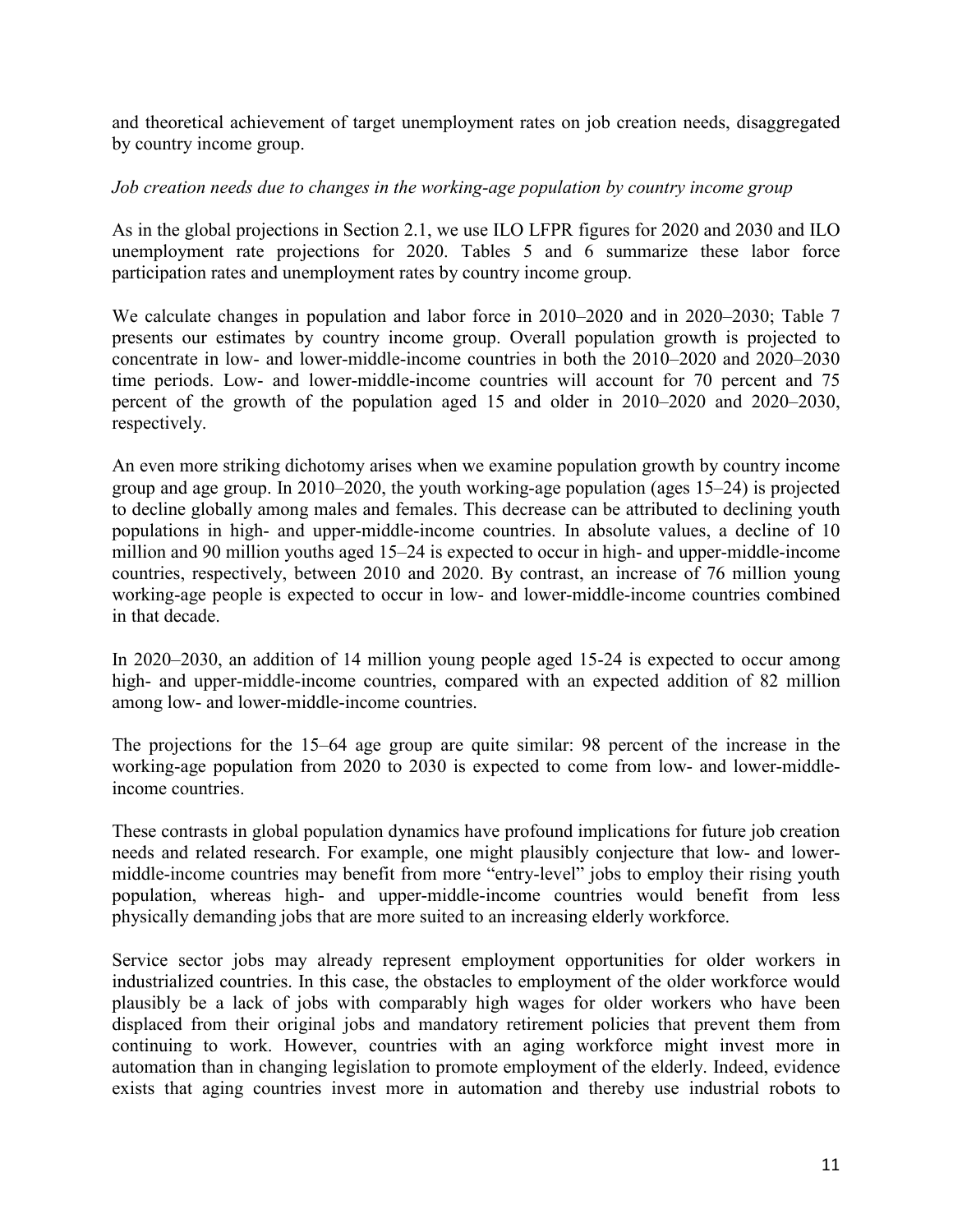and theoretical achievement of target unemployment rates on job creation needs, disaggregated by country income group.

*Job creation needs due to changes in the working-age population by country income group*

As in the global projections in Section 2.1, we use ILO LFPR figures for 2020 and 2030 and ILO unemployment rate projections for 2020. Tables 5 and 6 summarize these labor force participation rates and unemployment rates by country income group.

We calculate changes in population and labor force in 2010–2020 and in 2020–2030; Table 7 presents our estimates by country income group. Overall population growth is projected to concentrate in low- and lower-middle-income countries in both the 2010–2020 and 2020–2030 time periods. Low- and lower-middle-income countries will account for 70 percent and 75 percent of the growth of the population aged 15 and older in 2010–2020 and 2020–2030, respectively.

An even more striking dichotomy arises when we examine population growth by country income group and age group. In 2010–2020, the youth working-age population (ages 15–24) is projected to decline globally among males and females. This decrease can be attributed to declining youth populations in high- and upper-middle-income countries. In absolute values, a decline of 10 million and 90 million youths aged 15–24 is expected to occur in high- and upper-middle-income countries, respectively, between 2010 and 2020. By contrast, an increase of 76 million young working-age people is expected to occur in low- and lower-middle-income countries combined in that decade.

In 2020–2030, an addition of 14 million young people aged 15-24 is expected to occur among high- and upper-middle-income countries, compared with an expected addition of 82 million among low- and lower-middle-income countries.

The projections for the 15–64 age group are quite similar: 98 percent of the increase in the working-age population from 2020 to 2030 is expected to come from low- and lower-middle-income countries.

These contrasts in global population dynamics have profound implications for future job creation needs and related research. For example, one might plausibly conjecture that low- and lower-middle-income countries may benefit from more "entry-level" jobs to employ their rising youth population, whereas high- and upper-middle-income countries would benefit from less physically demanding jobs that are more suited to an increasing elderly workforce.

Service sector jobs may already represent employment opportunities for older workers in industrialized countries. In this case, the obstacles to employment of the older workforce would plausibly be a lack of jobs with comparably high wages for older workers who have been displaced from their original jobs and mandatory retirement policies that prevent them from continuing to work. However, countries with an aging workforce might invest more in automation than in changing legislation to promote employment of the elderly. Indeed, evidence exists that aging countries invest more in automation and thereby use industrial robots to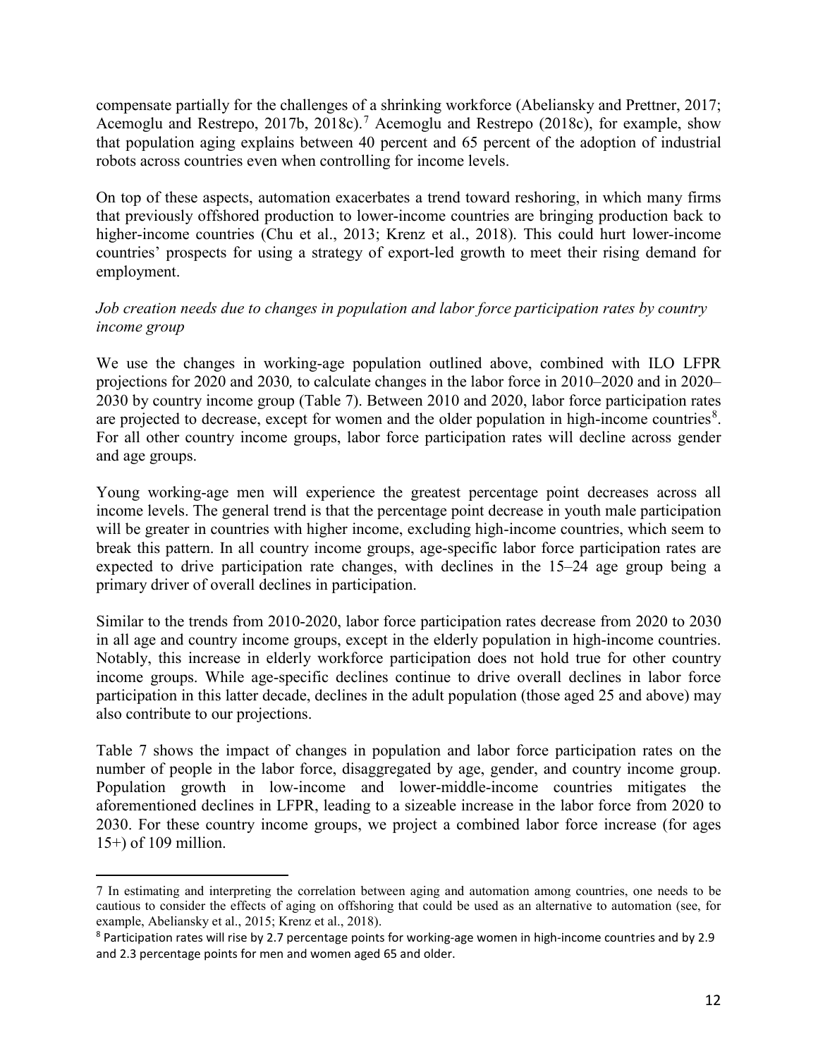compensate partially for the challenges of a shrinking workforce (Abeliansky and Prettner, 2017; Acemoglu and Restrepo, 2017b, 2018c).[7] Acemoglu and Restrepo (2018c), for example, show that population aging explains between 40 percent and 65 percent of the adoption of industrial robots across countries even when controlling for income levels.

On top of these aspects, automation exacerbates a trend toward reshoring, in which many firms that previously offshored production to lower-income countries are bringing production back to higher-income countries (Chu et al., 2013; Krenz et al., 2018). This could hurt lower-income countries' prospects for using a strategy of export-led growth to meet their rising demand for employment.

*Job creation needs due to changes in population and labor force participation rates by country income group*

We use the changes in working-age population outlined above, combined with ILO LFPR projections for 2020 and 2030*,* to calculate changes in the labor force in 2010–2020 and in 2020–2030 by country income group (Table 7). Between 2010 and 2020, labor force participation rates are projected to decrease, except for women and the older population in high-income countries[8]. For all other country income groups, labor force participation rates will decline across gender and age groups.

Young working-age men will experience the greatest percentage point decreases across all income levels. The general trend is that the percentage point decrease in youth male participation will be greater in countries with higher income, excluding high-income countries, which seem to break this pattern. In all country income groups, age-specific labor force participation rates are expected to drive participation rate changes, with declines in the 15–24 age group being a primary driver of overall declines in participation.

Similar to the trends from 2010-2020, labor force participation rates decrease from 2020 to 2030 in all age and country income groups, except in the elderly population in high-income countries. Notably, this increase in elderly workforce participation does not hold true for other country income groups. While age-specific declines continue to drive overall declines in labor force participation in this latter decade, declines in the adult population (those aged 25 and above) may also contribute to our projections.

Table 7 shows the impact of changes in population and labor force participation rates on the number of people in the labor force, disaggregated by age, gender, and country income group. Population growth in low-income and lower-middle-income countries mitigates the aforementioned declines in LFPR, leading to a sizeable increase in the labor force from 2020 to 2030. For these country income groups, we project a combined labor force increase (for ages 15+) of 109 million.

---

7 In estimating and interpreting the correlation between aging and automation among countries, one needs to be cautious to consider the effects of aging on offshoring that could be used as an alternative to automation (see, for example, Abeliansky et al., 2015; Krenz et al., 2018).

8 Participation rates will rise by 2.7 percentage points for working-age women in high-income countries and by 2.9 and 2.3 percentage points for men and women aged 65 and older.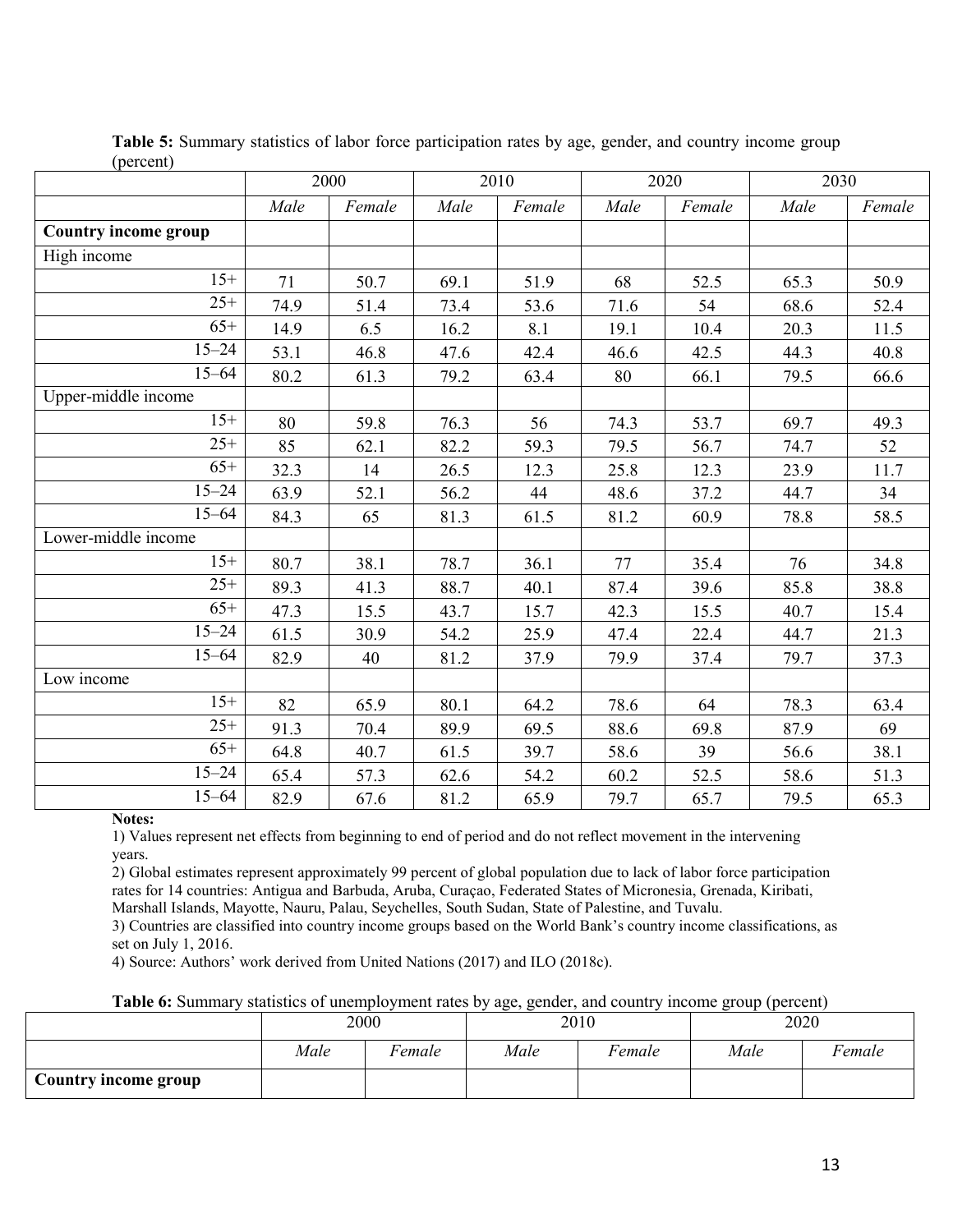**Table 5:** Summary statistics of labor force participation rates by age, gender, and country income group (percent)

| | 2000 | | 2010 | | 2020 | | 2030 | |
|---|---|---|---|---|---|---|---|---|
| | *Male* | *Female* | *Male* | *Female* | *Male* | *Female* | *Male* | *Female* |
| **Country income group** | | | | | | | | |
| High income | | | | | | | | |
| 15+ | 71 | 50.7 | 69.1 | 51.9 | 68 | 52.5 | 65.3 | 50.9 |
| 25+ | 74.9 | 51.4 | 73.4 | 53.6 | 71.6 | 54 | 68.6 | 52.4 |
| 65+ | 14.9 | 6.5 | 16.2 | 8.1 | 19.1 | 10.4 | 20.3 | 11.5 |
| 15–24 | 53.1 | 46.8 | 47.6 | 42.4 | 46.6 | 42.5 | 44.3 | 40.8 |
| 15–64 | 80.2 | 61.3 | 79.2 | 63.4 | 80 | 66.1 | 79.5 | 66.6 |
| Upper-middle income | | | | | | | | |
| 15+ | 80 | 59.8 | 76.3 | 56 | 74.3 | 53.7 | 69.7 | 49.3 |
| 25+ | 85 | 62.1 | 82.2 | 59.3 | 79.5 | 56.7 | 74.7 | 52 |
| 65+ | 32.3 | 14 | 26.5 | 12.3 | 25.8 | 12.3 | 23.9 | 11.7 |
| 15–24 | 63.9 | 52.1 | 56.2 | 44 | 48.6 | 37.2 | 44.7 | 34 |
| 15–64 | 84.3 | 65 | 81.3 | 61.5 | 81.2 | 60.9 | 78.8 | 58.5 |
| Lower-middle income | | | | | | | | |
| 15+ | 80.7 | 38.1 | 78.7 | 36.1 | 77 | 35.4 | 76 | 34.8 |
| 25+ | 89.3 | 41.3 | 88.7 | 40.1 | 87.4 | 39.6 | 85.8 | 38.8 |
| 65+ | 47.3 | 15.5 | 43.7 | 15.7 | 42.3 | 15.5 | 40.7 | 15.4 |
| 15–24 | 61.5 | 30.9 | 54.2 | 25.9 | 47.4 | 22.4 | 44.7 | 21.3 |
| 15–64 | 82.9 | 40 | 81.2 | 37.9 | 79.9 | 37.4 | 79.7 | 37.3 |
| Low income | | | | | | | | |
| 15+ | 82 | 65.9 | 80.1 | 64.2 | 78.6 | 64 | 78.3 | 63.4 |
| 25+ | 91.3 | 70.4 | 89.9 | 69.5 | 88.6 | 69.8 | 87.9 | 69 |
| 65+ | 64.8 | 40.7 | 61.5 | 39.7 | 58.6 | 39 | 56.6 | 38.1 |
| 15–24 | 65.4 | 57.3 | 62.6 | 54.2 | 60.2 | 52.5 | 58.6 | 51.3 |
| 15–64 | 82.9 | 67.6 | 81.2 | 65.9 | 79.7 | 65.7 | 79.5 | 65.3 |

**Notes:**

1) Values represent net effects from beginning to end of period and do not reflect movement in the intervening years.
2) Global estimates represent approximately 99 percent of global population due to lack of labor force participation rates for 14 countries: Antigua and Barbuda, Aruba, Curaçao, Federated States of Micronesia, Grenada, Kiribati, Marshall Islands, Mayotte, Nauru, Palau, Seychelles, South Sudan, State of Palestine, and Tuvalu.
3) Countries are classified into country income groups based on the World Bank's country income classifications, as set on July 1, 2016.
4) Source: Authors' work derived from United Nations (2017) and ILO (2018c).

**Table 6:** Summary statistics of unemployment rates by age, gender, and country income group (percent)

| | 2000 | | 2010 | | 2020 | |
|---|---|---|---|---|---|---|
| | *Male* | *Female* | *Male* | *Female* | *Male* | *Female* |
| **Country income group** | | | | | | |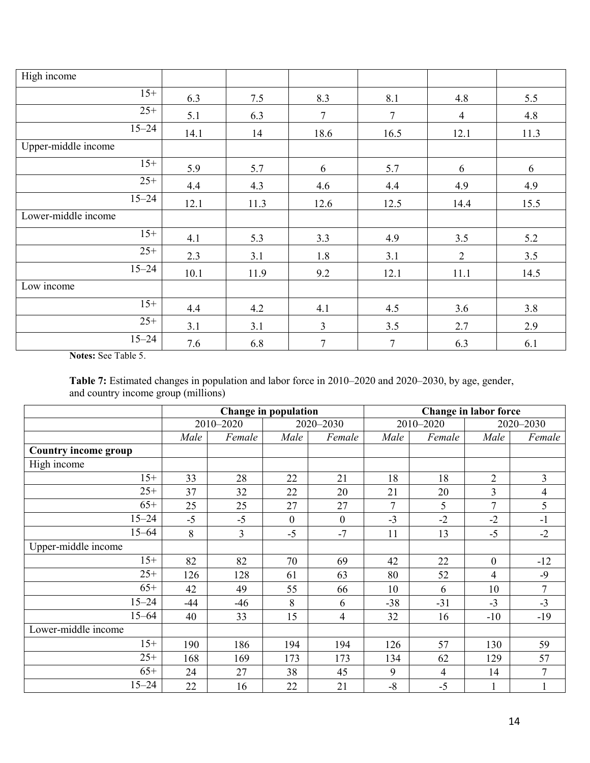| | | | | | | |
|---|---|---|---|---|---|---|
| High income | | | | | | |
| 15+ | 6.3 | 7.5 | 8.3 | 8.1 | 4.8 | 5.5 |
| 25+ | 5.1 | 6.3 | 7 | 7 | 4 | 4.8 |
| 15–24 | 14.1 | 14 | 18.6 | 16.5 | 12.1 | 11.3 |
| Upper-middle income | | | | | | |
| 15+ | 5.9 | 5.7 | 6 | 5.7 | 6 | 6 |
| 25+ | 4.4 | 4.3 | 4.6 | 4.4 | 4.9 | 4.9 |
| 15–24 | 12.1 | 11.3 | 12.6 | 12.5 | 14.4 | 15.5 |
| Lower-middle income | | | | | | |
| 15+ | 4.1 | 5.3 | 3.3 | 4.9 | 3.5 | 5.2 |
| 25+ | 2.3 | 3.1 | 1.8 | 3.1 | 2 | 3.5 |
| 15–24 | 10.1 | 11.9 | 9.2 | 12.1 | 11.1 | 14.5 |
| Low income | | | | | | |
| 15+ | 4.4 | 4.2 | 4.1 | 4.5 | 3.6 | 3.8 |
| 25+ | 3.1 | 3.1 | 3 | 3.5 | 2.7 | 2.9 |
| 15–24 | 7.6 | 6.8 | 7 | 7 | 6.3 | 6.1 |

**Notes:** See Table 5.

**Table 7:** Estimated changes in population and labor force in 2010–2020 and 2020–2030, by age, gender, and country income group (millions)

| | Change in population | | | | Change in labor force | | | |
|---|---|---|---|---|---|---|---|---|
| | 2010–2020 | | 2020–2030 | | 2010–2020 | | 2020–2030 | |
| | *Male* | *Female* | *Male* | *Female* | *Male* | *Female* | *Male* | *Female* |
| **Country income group** | | | | | | | | |
| High income | | | | | | | | |
| 15+ | 33 | 28 | 22 | 21 | 18 | 18 | 2 | 3 |
| 25+ | 37 | 32 | 22 | 20 | 21 | 20 | 3 | 4 |
| 65+ | 25 | 25 | 27 | 27 | 7 | 5 | 7 | 5 |
| 15–24 | -5 | -5 | 0 | 0 | -3 | -2 | -2 | -1 |
| 15–64 | 8 | 3 | -5 | -7 | 11 | 13 | -5 | -2 |
| Upper-middle income | | | | | | | | |
| 15+ | 82 | 82 | 70 | 69 | 42 | 22 | 0 | -12 |
| 25+ | 126 | 128 | 61 | 63 | 80 | 52 | 4 | -9 |
| 65+ | 42 | 49 | 55 | 66 | 10 | 6 | 10 | 7 |
| 15–24 | -44 | -46 | 8 | 6 | -38 | -31 | -3 | -3 |
| 15–64 | 40 | 33 | 15 | 4 | 32 | 16 | -10 | -19 |
| Lower-middle income | | | | | | | | |
| 15+ | 190 | 186 | 194 | 194 | 126 | 57 | 130 | 59 |
| 25+ | 168 | 169 | 173 | 173 | 134 | 62 | 129 | 57 |
| 65+ | 24 | 27 | 38 | 45 | 9 | 4 | 14 | 7 |
| 15–24 | 22 | 16 | 22 | 21 | -8 | -5 | 1 | 1 |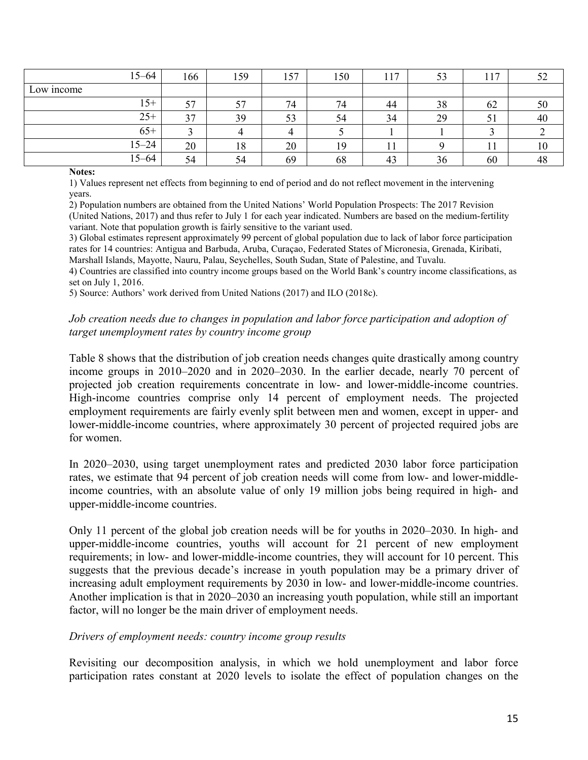| | | | | | | | | |
|---|---|---|---|---|---|---|---|---|
| 15–64 | 166 | 159 | 157 | 150 | 117 | 53 | 117 | 52 |
| Low income | | | | | | | | |
| 15+ | 57 | 57 | 74 | 74 | 44 | 38 | 62 | 50 |
| 25+ | 37 | 39 | 53 | 54 | 34 | 29 | 51 | 40 |
| 65+ | 3 | 4 | 4 | 5 | 1 | 1 | 3 | 2 |
| 15–24 | 20 | 18 | 20 | 19 | 11 | 9 | 11 | 10 |
| 15–64 | 54 | 54 | 69 | 68 | 43 | 36 | 60 | 48 |

**Notes:**

1) Values represent net effects from beginning to end of period and do not reflect movement in the intervening years.

2) Population numbers are obtained from the United Nations' World Population Prospects: The 2017 Revision (United Nations, 2017) and thus refer to July 1 for each year indicated. Numbers are based on the medium-fertility variant. Note that population growth is fairly sensitive to the variant used.

3) Global estimates represent approximately 99 percent of global population due to lack of labor force participation rates for 14 countries: Antigua and Barbuda, Aruba, Curaçao, Federated States of Micronesia, Grenada, Kiribati, Marshall Islands, Mayotte, Nauru, Palau, Seychelles, South Sudan, State of Palestine, and Tuvalu.

4) Countries are classified into country income groups based on the World Bank's country income classifications, as set on July 1, 2016.

5) Source: Authors' work derived from United Nations (2017) and ILO (2018c).

*Job creation needs due to changes in population and labor force participation and adoption of target unemployment rates by country income group*

Table 8 shows that the distribution of job creation needs changes quite drastically among country income groups in 2010–2020 and in 2020–2030. In the earlier decade, nearly 70 percent of projected job creation requirements concentrate in low- and lower-middle-income countries. High-income countries comprise only 14 percent of employment needs. The projected employment requirements are fairly evenly split between men and women, except in upper- and lower-middle-income countries, where approximately 30 percent of projected required jobs are for women.

In 2020–2030, using target unemployment rates and predicted 2030 labor force participation rates, we estimate that 94 percent of job creation needs will come from low- and lower-middle-income countries, with an absolute value of only 19 million jobs being required in high- and upper-middle-income countries.

Only 11 percent of the global job creation needs will be for youths in 2020–2030. In high- and upper-middle-income countries, youths will account for 21 percent of new employment requirements; in low- and lower-middle-income countries, they will account for 10 percent. This suggests that the previous decade's increase in youth population may be a primary driver of increasing adult employment requirements by 2030 in low- and lower-middle-income countries. Another implication is that in 2020–2030 an increasing youth population, while still an important factor, will no longer be the main driver of employment needs.

*Drivers of employment needs: country income group results*

Revisiting our decomposition analysis, in which we hold unemployment and labor force participation rates constant at 2020 levels to isolate the effect of population changes on the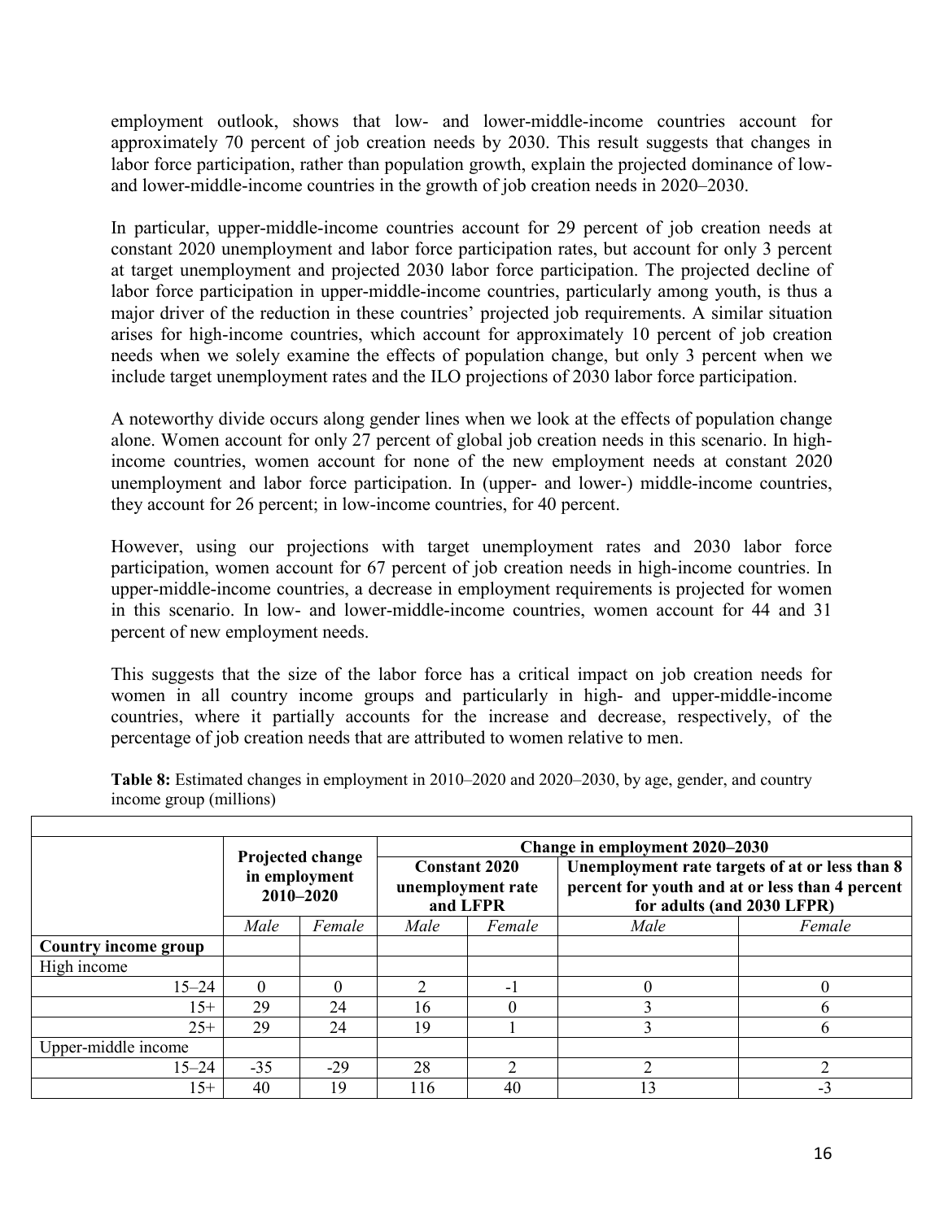employment outlook, shows that low- and lower-middle-income countries account for approximately 70 percent of job creation needs by 2030. This result suggests that changes in labor force participation, rather than population growth, explain the projected dominance of low- and lower-middle-income countries in the growth of job creation needs in 2020–2030.

In particular, upper-middle-income countries account for 29 percent of job creation needs at constant 2020 unemployment and labor force participation rates, but account for only 3 percent at target unemployment and projected 2030 labor force participation. The projected decline of labor force participation in upper-middle-income countries, particularly among youth, is thus a major driver of the reduction in these countries' projected job requirements. A similar situation arises for high-income countries, which account for approximately 10 percent of job creation needs when we solely examine the effects of population change, but only 3 percent when we include target unemployment rates and the ILO projections of 2030 labor force participation.

A noteworthy divide occurs along gender lines when we look at the effects of population change alone. Women account for only 27 percent of global job creation needs in this scenario. In high-income countries, women account for none of the new employment needs at constant 2020 unemployment and labor force participation. In (upper- and lower-) middle-income countries, they account for 26 percent; in low-income countries, for 40 percent.

However, using our projections with target unemployment rates and 2030 labor force participation, women account for 67 percent of job creation needs in high-income countries. In upper-middle-income countries, a decrease in employment requirements is projected for women in this scenario. In low- and lower-middle-income countries, women account for 44 and 31 percent of new employment needs.

This suggests that the size of the labor force has a critical impact on job creation needs for women in all country income groups and particularly in high- and upper-middle-income countries, where it partially accounts for the increase and decrease, respectively, of the percentage of job creation needs that are attributed to women relative to men.

**Table 8:** Estimated changes in employment in 2010–2020 and 2020–2030, by age, gender, and country income group (millions)

| | Projected change in employment 2010–2020 | | Change in employment 2020–2030 | | | |
|---|---|---|---|---|---|---|
| | | | Constant 2020 unemployment rate and LFPR | | Unemployment rate targets of at or less than 8 percent for youth and at or less than 4 percent for adults (and 2030 LFPR) | |
| | *Male* | *Female* | *Male* | *Female* | *Male* | *Female* |
| **Country income group** | | | | | | |
| High income | | | | | | |
| 15–24 | 0 | 0 | 2 | -1 | 0 | 0 |
| 15+ | 29 | 24 | 16 | 0 | 3 | 6 |
| 25+ | 29 | 24 | 19 | 1 | 3 | 6 |
| Upper-middle income | | | | | | |
| 15–24 | -35 | -29 | 28 | 2 | 2 | 2 |
| 15+ | 40 | 19 | 116 | 40 | 13 | -3 |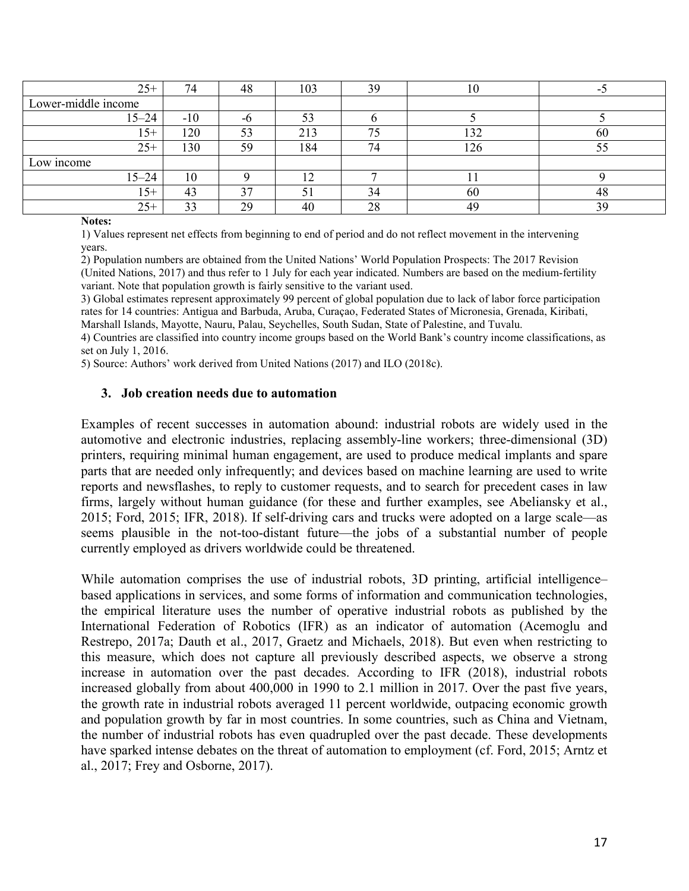| | | | | | | |
|---|---|---|---|---|---|---|
| 25+ | 74 | 48 | 103 | 39 | 10 | -5 |
| Lower-middle income | | | | | | |
| 15–24 | -10 | -6 | 53 | 6 | 5 | 5 |
| 15+ | 120 | 53 | 213 | 75 | 132 | 60 |
| 25+ | 130 | 59 | 184 | 74 | 126 | 55 |
| Low income | | | | | | |
| 15–24 | 10 | 9 | 12 | 7 | 11 | 9 |
| 15+ | 43 | 37 | 51 | 34 | 60 | 48 |
| 25+ | 33 | 29 | 40 | 28 | 49 | 39 |

**Notes:**

1) Values represent net effects from beginning to end of period and do not reflect movement in the intervening years.

2) Population numbers are obtained from the United Nations' World Population Prospects: The 2017 Revision (United Nations, 2017) and thus refer to 1 July for each year indicated. Numbers are based on the medium-fertility variant. Note that population growth is fairly sensitive to the variant used.

3) Global estimates represent approximately 99 percent of global population due to lack of labor force participation rates for 14 countries: Antigua and Barbuda, Aruba, Curaçao, Federated States of Micronesia, Grenada, Kiribati, Marshall Islands, Mayotte, Nauru, Palau, Seychelles, South Sudan, State of Palestine, and Tuvalu.

4) Countries are classified into country income groups based on the World Bank's country income classifications, as set on July 1, 2016.

5) Source: Authors' work derived from United Nations (2017) and ILO (2018c).

### 3. Job creation needs due to automation

Examples of recent successes in automation abound: industrial robots are widely used in the automotive and electronic industries, replacing assembly-line workers; three-dimensional (3D) printers, requiring minimal human engagement, are used to produce medical implants and spare parts that are needed only infrequently; and devices based on machine learning are used to write reports and newsflashes, to reply to customer requests, and to search for precedent cases in law firms, largely without human guidance (for these and further examples, see Abeliansky et al., 2015; Ford, 2015; IFR, 2018). If self-driving cars and trucks were adopted on a large scale—as seems plausible in the not-too-distant future—the jobs of a substantial number of people currently employed as drivers worldwide could be threatened.

While automation comprises the use of industrial robots, 3D printing, artificial intelligence–based applications in services, and some forms of information and communication technologies, the empirical literature uses the number of operative industrial robots as published by the International Federation of Robotics (IFR) as an indicator of automation (Acemoglu and Restrepo, 2017a; Dauth et al., 2017, Graetz and Michaels, 2018). But even when restricting to this measure, which does not capture all previously described aspects, we observe a strong increase in automation over the past decades. According to IFR (2018), industrial robots increased globally from about 400,000 in 1990 to 2.1 million in 2017. Over the past five years, the growth rate in industrial robots averaged 11 percent worldwide, outpacing economic growth and population growth by far in most countries. In some countries, such as China and Vietnam, the number of industrial robots has even quadrupled over the past decade. These developments have sparked intense debates on the threat of automation to employment (cf. Ford, 2015; Arntz et al., 2017; Frey and Osborne, 2017).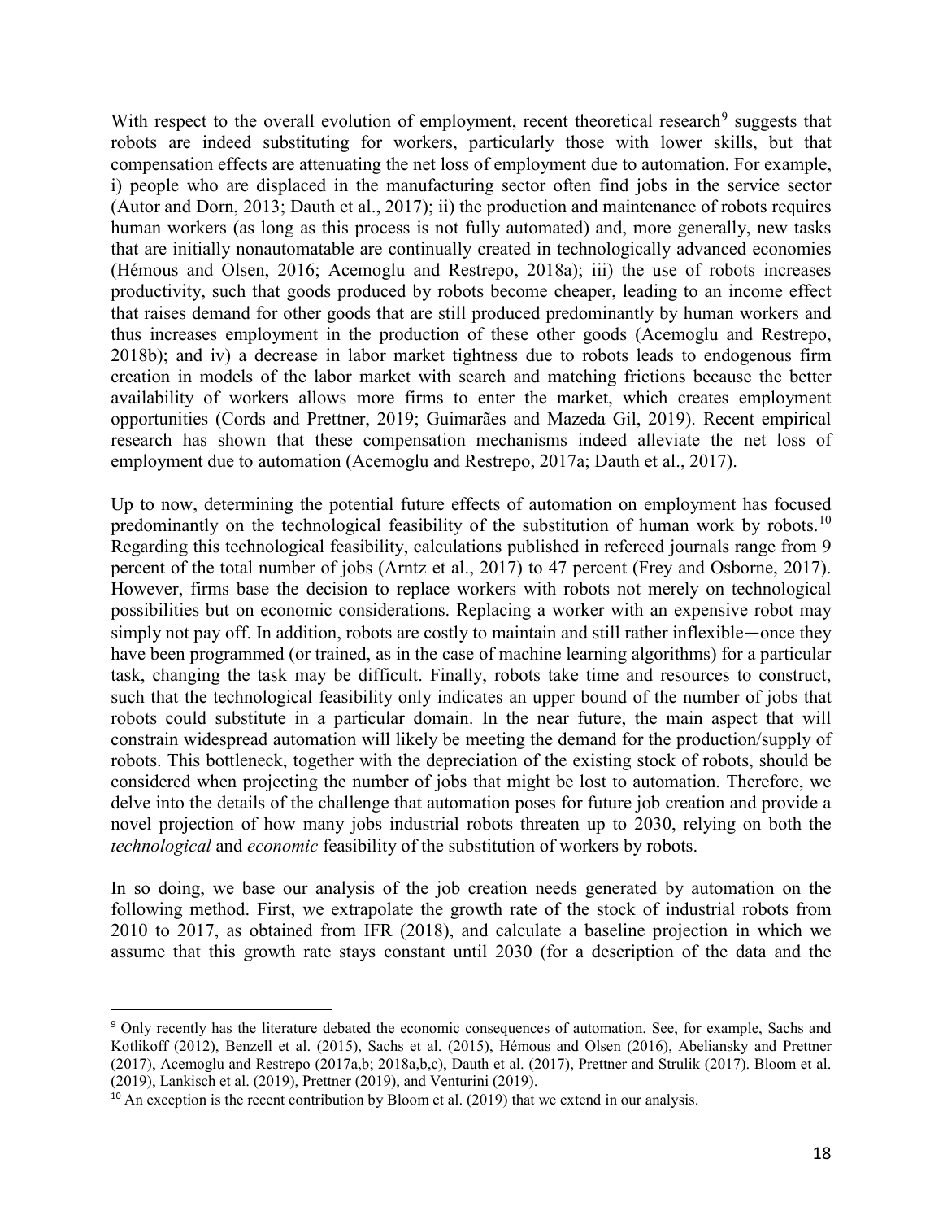With respect to the overall evolution of employment, recent theoretical research[9] suggests that robots are indeed substituting for workers, particularly those with lower skills, but that compensation effects are attenuating the net loss of employment due to automation. For example, i) people who are displaced in the manufacturing sector often find jobs in the service sector (Autor and Dorn, 2013; Dauth et al., 2017); ii) the production and maintenance of robots requires human workers (as long as this process is not fully automated) and, more generally, new tasks that are initially nonautomatable are continually created in technologically advanced economies (Hémous and Olsen, 2016; Acemoglu and Restrepo, 2018a); iii) the use of robots increases productivity, such that goods produced by robots become cheaper, leading to an income effect that raises demand for other goods that are still produced predominantly by human workers and thus increases employment in the production of these other goods (Acemoglu and Restrepo, 2018b); and iv) a decrease in labor market tightness due to robots leads to endogenous firm creation in models of the labor market with search and matching frictions because the better availability of workers allows more firms to enter the market, which creates employment opportunities (Cords and Prettner, 2019; Guimarães and Mazeda Gil, 2019). Recent empirical research has shown that these compensation mechanisms indeed alleviate the net loss of employment due to automation (Acemoglu and Restrepo, 2017a; Dauth et al., 2017).

Up to now, determining the potential future effects of automation on employment has focused predominantly on the technological feasibility of the substitution of human work by robots.[10] Regarding this technological feasibility, calculations published in refereed journals range from 9 percent of the total number of jobs (Arntz et al., 2017) to 47 percent (Frey and Osborne, 2017). However, firms base the decision to replace workers with robots not merely on technological possibilities but on economic considerations. Replacing a worker with an expensive robot may simply not pay off. In addition, robots are costly to maintain and still rather inflexible—once they have been programmed (or trained, as in the case of machine learning algorithms) for a particular task, changing the task may be difficult. Finally, robots take time and resources to construct, such that the technological feasibility only indicates an upper bound of the number of jobs that robots could substitute in a particular domain. In the near future, the main aspect that will constrain widespread automation will likely be meeting the demand for the production/supply of robots. This bottleneck, together with the depreciation of the existing stock of robots, should be considered when projecting the number of jobs that might be lost to automation. Therefore, we delve into the details of the challenge that automation poses for future job creation and provide a novel projection of how many jobs industrial robots threaten up to 2030, relying on both the *technological* and *economic* feasibility of the substitution of workers by robots.

In so doing, we base our analysis of the job creation needs generated by automation on the following method. First, we extrapolate the growth rate of the stock of industrial robots from 2010 to 2017, as obtained from IFR (2018), and calculate a baseline projection in which we assume that this growth rate stays constant until 2030 (for a description of the data and the

---

[9] Only recently has the literature debated the economic consequences of automation. See, for example, Sachs and Kotlikoff (2012), Benzell et al. (2015), Sachs et al. (2015), Hémous and Olsen (2016), Abeliansky and Prettner (2017), Acemoglu and Restrepo (2017a,b; 2018a,b,c), Dauth et al. (2017), Prettner and Strulik (2017). Bloom et al. (2019), Lankisch et al. (2019), Prettner (2019), and Venturini (2019).

[10] An exception is the recent contribution by Bloom et al. (2019) that we extend in our analysis.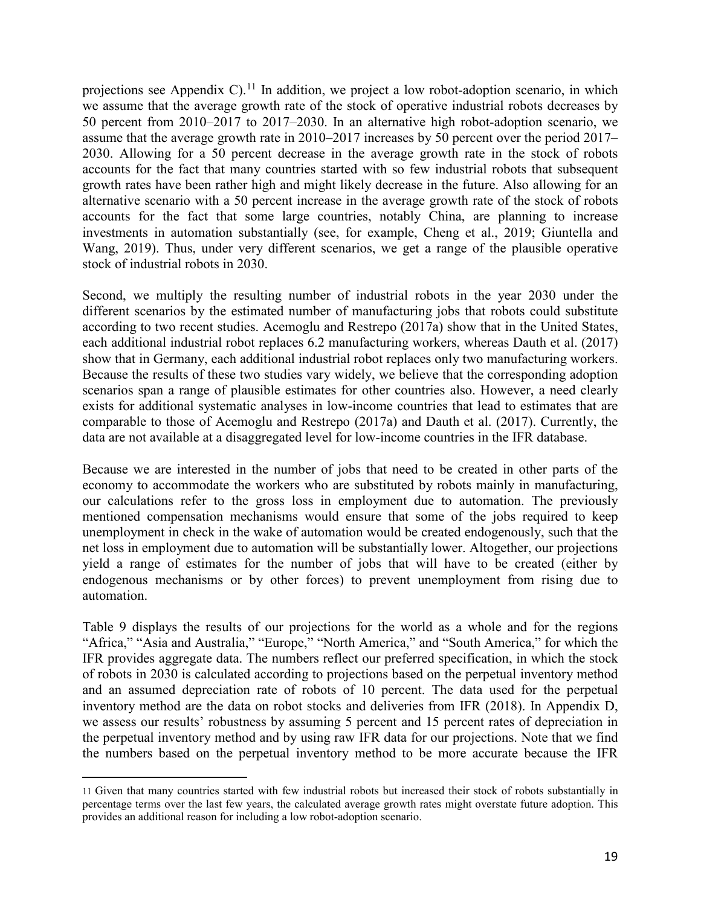projections see Appendix C).[11] In addition, we project a low robot-adoption scenario, in which we assume that the average growth rate of the stock of operative industrial robots decreases by 50 percent from 2010–2017 to 2017–2030. In an alternative high robot-adoption scenario, we assume that the average growth rate in 2010–2017 increases by 50 percent over the period 2017–2030. Allowing for a 50 percent decrease in the average growth rate in the stock of robots accounts for the fact that many countries started with so few industrial robots that subsequent growth rates have been rather high and might likely decrease in the future. Also allowing for an alternative scenario with a 50 percent increase in the average growth rate of the stock of robots accounts for the fact that some large countries, notably China, are planning to increase investments in automation substantially (see, for example, Cheng et al., 2019; Giuntella and Wang, 2019). Thus, under very different scenarios, we get a range of the plausible operative stock of industrial robots in 2030.

Second, we multiply the resulting number of industrial robots in the year 2030 under the different scenarios by the estimated number of manufacturing jobs that robots could substitute according to two recent studies. Acemoglu and Restrepo (2017a) show that in the United States, each additional industrial robot replaces 6.2 manufacturing workers, whereas Dauth et al. (2017) show that in Germany, each additional industrial robot replaces only two manufacturing workers. Because the results of these two studies vary widely, we believe that the corresponding adoption scenarios span a range of plausible estimates for other countries also. However, a need clearly exists for additional systematic analyses in low-income countries that lead to estimates that are comparable to those of Acemoglu and Restrepo (2017a) and Dauth et al. (2017). Currently, the data are not available at a disaggregated level for low-income countries in the IFR database.

Because we are interested in the number of jobs that need to be created in other parts of the economy to accommodate the workers who are substituted by robots mainly in manufacturing, our calculations refer to the gross loss in employment due to automation. The previously mentioned compensation mechanisms would ensure that some of the jobs required to keep unemployment in check in the wake of automation would be created endogenously, such that the net loss in employment due to automation will be substantially lower. Altogether, our projections yield a range of estimates for the number of jobs that will have to be created (either by endogenous mechanisms or by other forces) to prevent unemployment from rising due to automation.

Table 9 displays the results of our projections for the world as a whole and for the regions "Africa," "Asia and Australia," "Europe," "North America," and "South America," for which the IFR provides aggregate data. The numbers reflect our preferred specification, in which the stock of robots in 2030 is calculated according to projections based on the perpetual inventory method and an assumed depreciation rate of robots of 10 percent. The data used for the perpetual inventory method are the data on robot stocks and deliveries from IFR (2018). In Appendix D, we assess our results' robustness by assuming 5 percent and 15 percent rates of depreciation in the perpetual inventory method and by using raw IFR data for our projections. Note that we find the numbers based on the perpetual inventory method to be more accurate because the IFR

[11] Given that many countries started with few industrial robots but increased their stock of robots substantially in percentage terms over the last few years, the calculated average growth rates might overstate future adoption. This provides an additional reason for including a low robot-adoption scenario.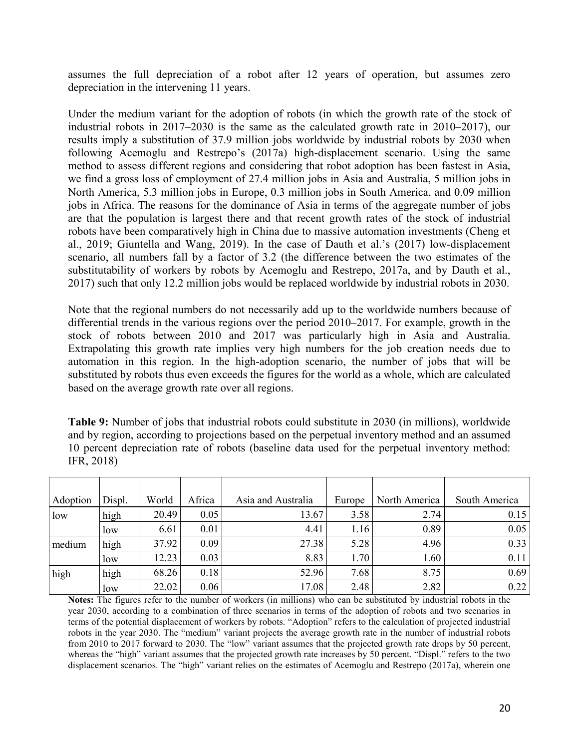assumes the full depreciation of a robot after 12 years of operation, but assumes zero depreciation in the intervening 11 years.

Under the medium variant for the adoption of robots (in which the growth rate of the stock of industrial robots in 2017–2030 is the same as the calculated growth rate in 2010–2017), our results imply a substitution of 37.9 million jobs worldwide by industrial robots by 2030 when following Acemoglu and Restrepo's (2017a) high-displacement scenario. Using the same method to assess different regions and considering that robot adoption has been fastest in Asia, we find a gross loss of employment of 27.4 million jobs in Asia and Australia, 5 million jobs in North America, 5.3 million jobs in Europe, 0.3 million jobs in South America, and 0.09 million jobs in Africa. The reasons for the dominance of Asia in terms of the aggregate number of jobs are that the population is largest there and that recent growth rates of the stock of industrial robots have been comparatively high in China due to massive automation investments (Cheng et al., 2019; Giuntella and Wang, 2019). In the case of Dauth et al.'s (2017) low-displacement scenario, all numbers fall by a factor of 3.2 (the difference between the two estimates of the substitutability of workers by robots by Acemoglu and Restrepo, 2017a, and by Dauth et al., 2017) such that only 12.2 million jobs would be replaced worldwide by industrial robots in 2030.

Note that the regional numbers do not necessarily add up to the worldwide numbers because of differential trends in the various regions over the period 2010–2017. For example, growth in the stock of robots between 2010 and 2017 was particularly high in Asia and Australia. Extrapolating this growth rate implies very high numbers for the job creation needs due to automation in this region. In the high-adoption scenario, the number of jobs that will be substituted by robots thus even exceeds the figures for the world as a whole, which are calculated based on the average growth rate over all regions.

**Table 9:** Number of jobs that industrial robots could substitute in 2030 (in millions), worldwide and by region, according to projections based on the perpetual inventory method and an assumed 10 percent depreciation rate of robots (baseline data used for the perpetual inventory method: IFR, 2018)

| Adoption | Displ. | World | Africa | Asia and Australia | Europe | North America | South America |
|---|---|---|---|---|---|---|---|
| low | high | 20.49 | 0.05 | 13.67 | 3.58 | 2.74 | 0.15 |
| | low | 6.61 | 0.01 | 4.41 | 1.16 | 0.89 | 0.05 |
| medium | high | 37.92 | 0.09 | 27.38 | 5.28 | 4.96 | 0.33 |
| | low | 12.23 | 0.03 | 8.83 | 1.70 | 1.60 | 0.11 |
| high | high | 68.26 | 0.18 | 52.96 | 7.68 | 8.75 | 0.69 |
| | low | 22.02 | 0.06 | 17.08 | 2.48 | 2.82 | 0.22 |

**Notes:** The figures refer to the number of workers (in millions) who can be substituted by industrial robots in the year 2030, according to a combination of three scenarios in terms of the adoption of robots and two scenarios in terms of the potential displacement of workers by robots. "Adoption" refers to the calculation of projected industrial robots in the year 2030. The "medium" variant projects the average growth rate in the number of industrial robots from 2010 to 2017 forward to 2030. The "low" variant assumes that the projected growth rate drops by 50 percent, whereas the "high" variant assumes that the projected growth rate increases by 50 percent. "Displ." refers to the two displacement scenarios. The "high" variant relies on the estimates of Acemoglu and Restrepo (2017a), wherein one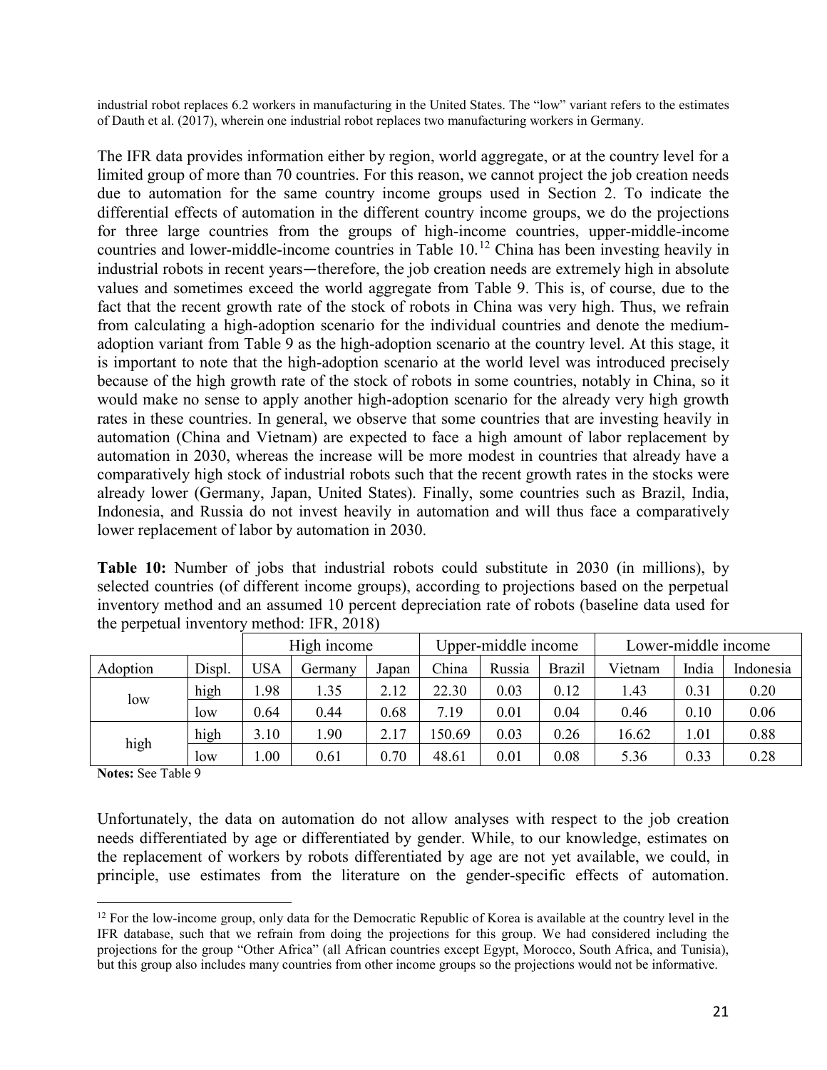industrial robot replaces 6.2 workers in manufacturing in the United States. The "low" variant refers to the estimates of Dauth et al. (2017), wherein one industrial robot replaces two manufacturing workers in Germany.

The IFR data provides information either by region, world aggregate, or at the country level for a limited group of more than 70 countries. For this reason, we cannot project the job creation needs due to automation for the same country income groups used in Section 2. To indicate the differential effects of automation in the different country income groups, we do the projections for three large countries from the groups of high-income countries, upper-middle-income countries and lower-middle-income countries in Table 10.[12] China has been investing heavily in industrial robots in recent years—therefore, the job creation needs are extremely high in absolute values and sometimes exceed the world aggregate from Table 9. This is, of course, due to the fact that the recent growth rate of the stock of robots in China was very high. Thus, we refrain from calculating a high-adoption scenario for the individual countries and denote the medium-adoption variant from Table 9 as the high-adoption scenario at the country level. At this stage, it is important to note that the high-adoption scenario at the world level was introduced precisely because of the high growth rate of the stock of robots in some countries, notably in China, so it would make no sense to apply another high-adoption scenario for the already very high growth rates in these countries. In general, we observe that some countries that are investing heavily in automation (China and Vietnam) are expected to face a high amount of labor replacement by automation in 2030, whereas the increase will be more modest in countries that already have a comparatively high stock of industrial robots such that the recent growth rates in the stocks were already lower (Germany, Japan, United States). Finally, some countries such as Brazil, India, Indonesia, and Russia do not invest heavily in automation and will thus face a comparatively lower replacement of labor by automation in 2030.

**Table 10:** Number of jobs that industrial robots could substitute in 2030 (in millions), by selected countries (of different income groups), according to projections based on the perpetual inventory method and an assumed 10 percent depreciation rate of robots (baseline data used for the perpetual inventory method: IFR, 2018)

| | | High income | | | Upper-middle income | | | Lower-middle income | | |
|---|---|---|---|---|---|---|---|---|---|---|
| Adoption | Displ. | USA | Germany | Japan | China | Russia | Brazil | Vietnam | India | Indonesia |
| low | high | 1.98 | 1.35 | 2.12 | 22.30 | 0.03 | 0.12 | 1.43 | 0.31 | 0.20 |
| | low | 0.64 | 0.44 | 0.68 | 7.19 | 0.01 | 0.04 | 0.46 | 0.10 | 0.06 |
| high | high | 3.10 | 1.90 | 2.17 | 150.69 | 0.03 | 0.26 | 16.62 | 1.01 | 0.88 |
| | low | 1.00 | 0.61 | 0.70 | 48.61 | 0.01 | 0.08 | 5.36 | 0.33 | 0.28 |

**Notes:** See Table 9

Unfortunately, the data on automation do not allow analyses with respect to the job creation needs differentiated by age or differentiated by gender. While, to our knowledge, estimates on the replacement of workers by robots differentiated by age are not yet available, we could, in principle, use estimates from the literature on the gender-specific effects of automation.

[12] For the low-income group, only data for the Democratic Republic of Korea is available at the country level in the IFR database, such that we refrain from doing the projections for this group. We had considered including the projections for the group "Other Africa" (all African countries except Egypt, Morocco, South Africa, and Tunisia), but this group also includes many countries from other income groups so the projections would not be informative.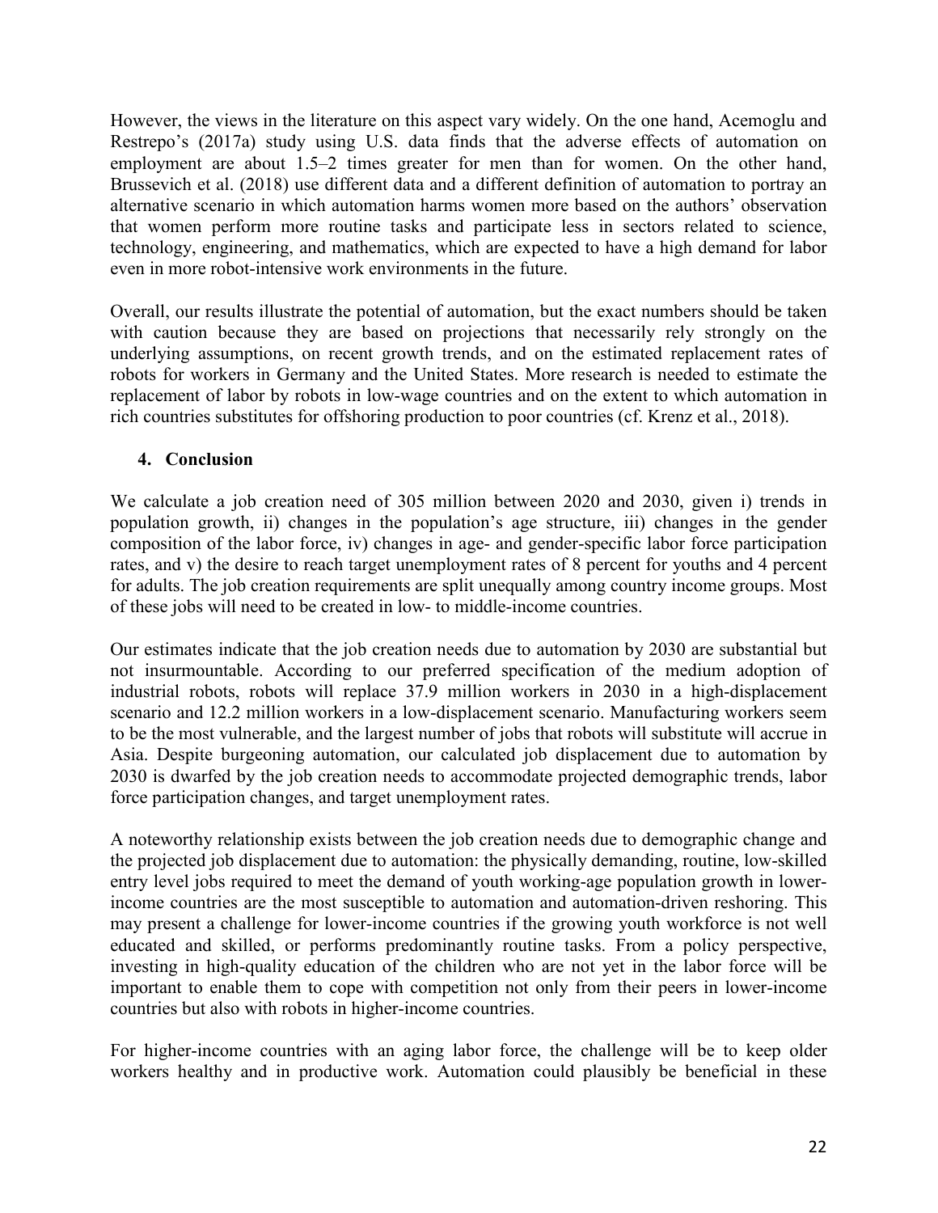However, the views in the literature on this aspect vary widely. On the one hand, Acemoglu and Restrepo's (2017a) study using U.S. data finds that the adverse effects of automation on employment are about 1.5–2 times greater for men than for women. On the other hand, Brussevich et al. (2018) use different data and a different definition of automation to portray an alternative scenario in which automation harms women more based on the authors' observation that women perform more routine tasks and participate less in sectors related to science, technology, engineering, and mathematics, which are expected to have a high demand for labor even in more robot-intensive work environments in the future.

Overall, our results illustrate the potential of automation, but the exact numbers should be taken with caution because they are based on projections that necessarily rely strongly on the underlying assumptions, on recent growth trends, and on the estimated replacement rates of robots for workers in Germany and the United States. More research is needed to estimate the replacement of labor by robots in low-wage countries and on the extent to which automation in rich countries substitutes for offshoring production to poor countries (cf. Krenz et al., 2018).

## 4. Conclusion

We calculate a job creation need of 305 million between 2020 and 2030, given i) trends in population growth, ii) changes in the population's age structure, iii) changes in the gender composition of the labor force, iv) changes in age- and gender-specific labor force participation rates, and v) the desire to reach target unemployment rates of 8 percent for youths and 4 percent for adults. The job creation requirements are split unequally among country income groups. Most of these jobs will need to be created in low- to middle-income countries.

Our estimates indicate that the job creation needs due to automation by 2030 are substantial but not insurmountable. According to our preferred specification of the medium adoption of industrial robots, robots will replace 37.9 million workers in 2030 in a high-displacement scenario and 12.2 million workers in a low-displacement scenario. Manufacturing workers seem to be the most vulnerable, and the largest number of jobs that robots will substitute will accrue in Asia. Despite burgeoning automation, our calculated job displacement due to automation by 2030 is dwarfed by the job creation needs to accommodate projected demographic trends, labor force participation changes, and target unemployment rates.

A noteworthy relationship exists between the job creation needs due to demographic change and the projected job displacement due to automation: the physically demanding, routine, low-skilled entry level jobs required to meet the demand of youth working-age population growth in lower-income countries are the most susceptible to automation and automation-driven reshoring. This may present a challenge for lower-income countries if the growing youth workforce is not well educated and skilled, or performs predominantly routine tasks. From a policy perspective, investing in high-quality education of the children who are not yet in the labor force will be important to enable them to cope with competition not only from their peers in lower-income countries but also with robots in higher-income countries.

For higher-income countries with an aging labor force, the challenge will be to keep older workers healthy and in productive work. Automation could plausibly be beneficial in these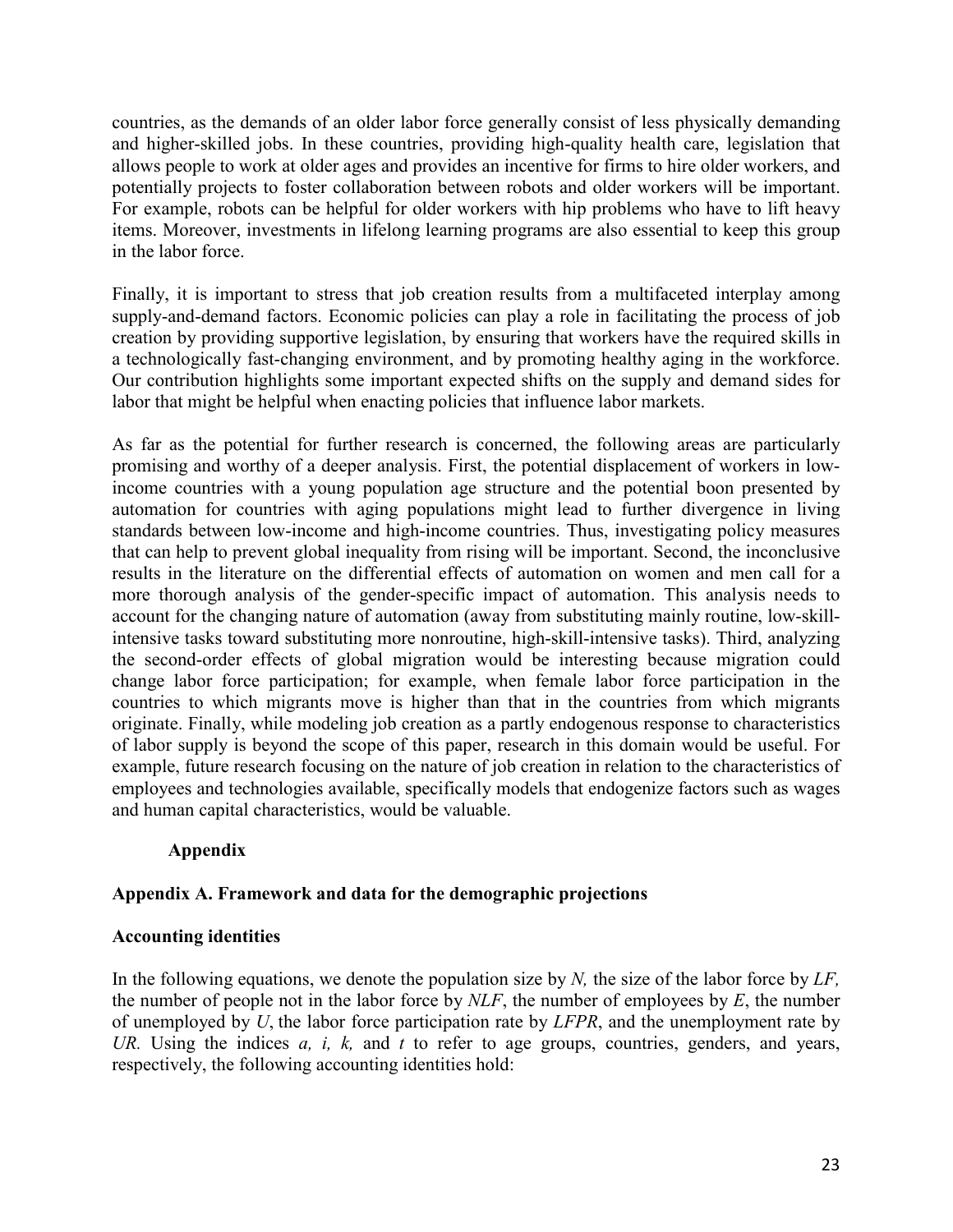countries, as the demands of an older labor force generally consist of less physically demanding and higher-skilled jobs. In these countries, providing high-quality health care, legislation that allows people to work at older ages and provides an incentive for firms to hire older workers, and potentially projects to foster collaboration between robots and older workers will be important. For example, robots can be helpful for older workers with hip problems who have to lift heavy items. Moreover, investments in lifelong learning programs are also essential to keep this group in the labor force.

Finally, it is important to stress that job creation results from a multifaceted interplay among supply-and-demand factors. Economic policies can play a role in facilitating the process of job creation by providing supportive legislation, by ensuring that workers have the required skills in a technologically fast-changing environment, and by promoting healthy aging in the workforce. Our contribution highlights some important expected shifts on the supply and demand sides for labor that might be helpful when enacting policies that influence labor markets.

As far as the potential for further research is concerned, the following areas are particularly promising and worthy of a deeper analysis. First, the potential displacement of workers in low-income countries with a young population age structure and the potential boon presented by automation for countries with aging populations might lead to further divergence in living standards between low-income and high-income countries. Thus, investigating policy measures that can help to prevent global inequality from rising will be important. Second, the inconclusive results in the literature on the differential effects of automation on women and men call for a more thorough analysis of the gender-specific impact of automation. This analysis needs to account for the changing nature of automation (away from substituting mainly routine, low-skill-intensive tasks toward substituting more nonroutine, high-skill-intensive tasks). Third, analyzing the second-order effects of global migration would be interesting because migration could change labor force participation; for example, when female labor force participation in the countries to which migrants move is higher than that in the countries from which migrants originate. Finally, while modeling job creation as a partly endogenous response to characteristics of labor supply is beyond the scope of this paper, research in this domain would be useful. For example, future research focusing on the nature of job creation in relation to the characteristics of employees and technologies available, specifically models that endogenize factors such as wages and human capital characteristics, would be valuable.

# Appendix

## Appendix A. Framework and data for the demographic projections

### Accounting identities

In the following equations, we denote the population size by $N$, the size of the labor force by $LF$, the number of people not in the labor force by $NLF$, the number of employees by $E$, the number of unemployed by $U$, the labor force participation rate by $LFPR$, and the unemployment rate by $UR$. Using the indices $a$, $i$, $k$, and $t$ to refer to age groups, countries, genders, and years, respectively, the following accounting identities hold: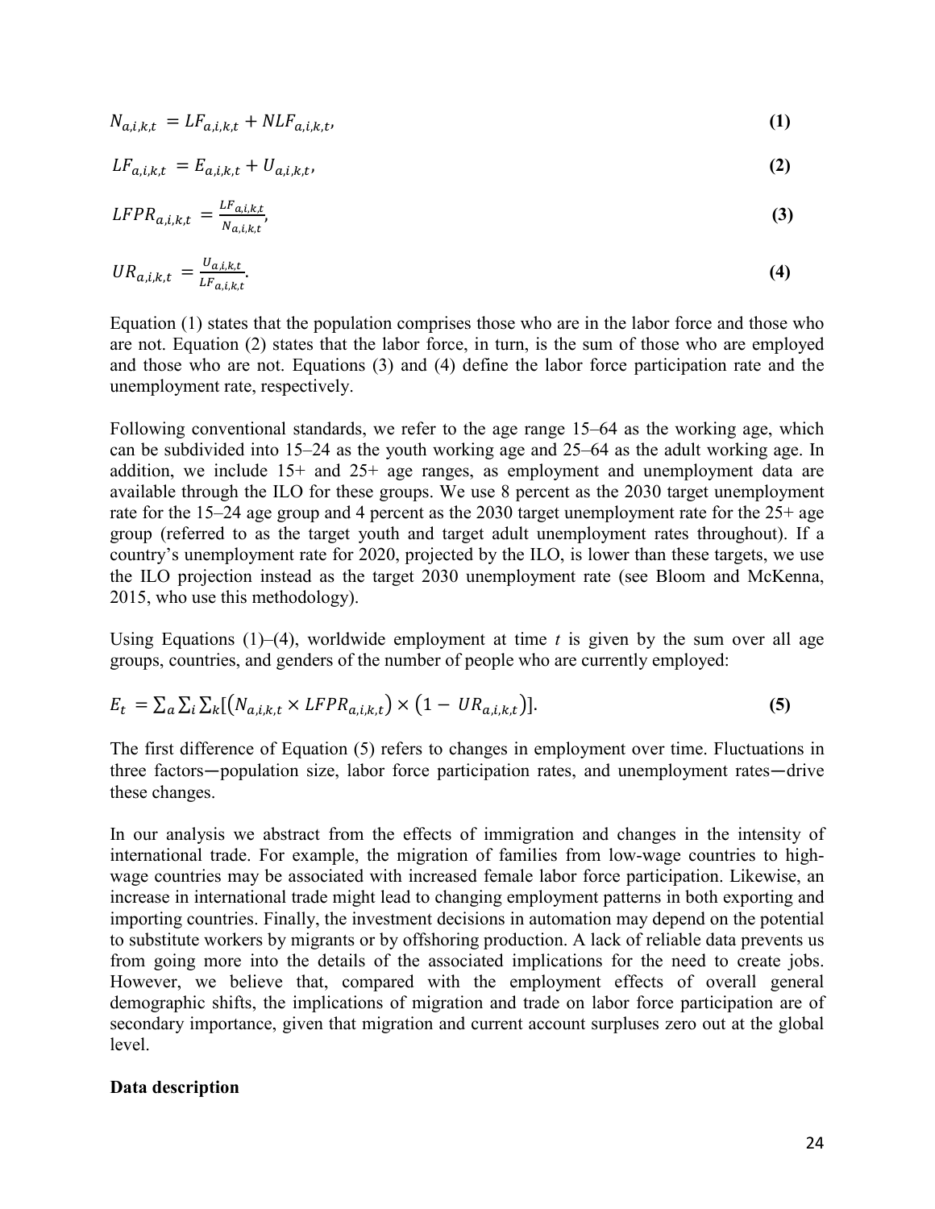$$N_{a,i,k,t} = LF_{a,i,k,t} + NLF_{a,i,k,t}, \tag{1}$$

$$LF_{a,i,k,t} = E_{a,i,k,t} + U_{a,i,k,t}, \tag{2}$$

$$LFPR_{a,i,k,t} = \frac{LF_{a,i,k,t}}{N_{a,i,k,t}}, \tag{3}$$

$$UR_{a,i,k,t} = \frac{U_{a,i,k,t}}{LF_{a,i,k,t}}. \tag{4}$$

Equation (1) states that the population comprises those who are in the labor force and those who are not. Equation (2) states that the labor force, in turn, is the sum of those who are employed and those who are not. Equations (3) and (4) define the labor force participation rate and the unemployment rate, respectively.

Following conventional standards, we refer to the age range 15–64 as the working age, which can be subdivided into 15–24 as the youth working age and 25–64 as the adult working age. In addition, we include 15+ and 25+ age ranges, as employment and unemployment data are available through the ILO for these groups. We use 8 percent as the 2030 target unemployment rate for the 15–24 age group and 4 percent as the 2030 target unemployment rate for the 25+ age group (referred to as the target youth and target adult unemployment rates throughout). If a country's unemployment rate for 2020, projected by the ILO, is lower than these targets, we use the ILO projection instead as the target 2030 unemployment rate (see Bloom and McKenna, 2015, who use this methodology).

Using Equations (1)–(4), worldwide employment at time $t$ is given by the sum over all age groups, countries, and genders of the number of people who are currently employed:

$$E_t = \sum_a \sum_i \sum_k [(N_{a,i,k,t} \times LFPR_{a,i,k,t}) \times (1 - UR_{a,i,k,t})]. \tag{5}$$

The first difference of Equation (5) refers to changes in employment over time. Fluctuations in three factors—population size, labor force participation rates, and unemployment rates—drive these changes.

In our analysis we abstract from the effects of immigration and changes in the intensity of international trade. For example, the migration of families from low-wage countries to high-wage countries may be associated with increased female labor force participation. Likewise, an increase in international trade might lead to changing employment patterns in both exporting and importing countries. Finally, the investment decisions in automation may depend on the potential to substitute workers by migrants or by offshoring production. A lack of reliable data prevents us from going more into the details of the associated implications for the need to create jobs. However, we believe that, compared with the employment effects of overall general demographic shifts, the implications of migration and trade on labor force participation are of secondary importance, given that migration and current account surpluses zero out at the global level.

**Data description**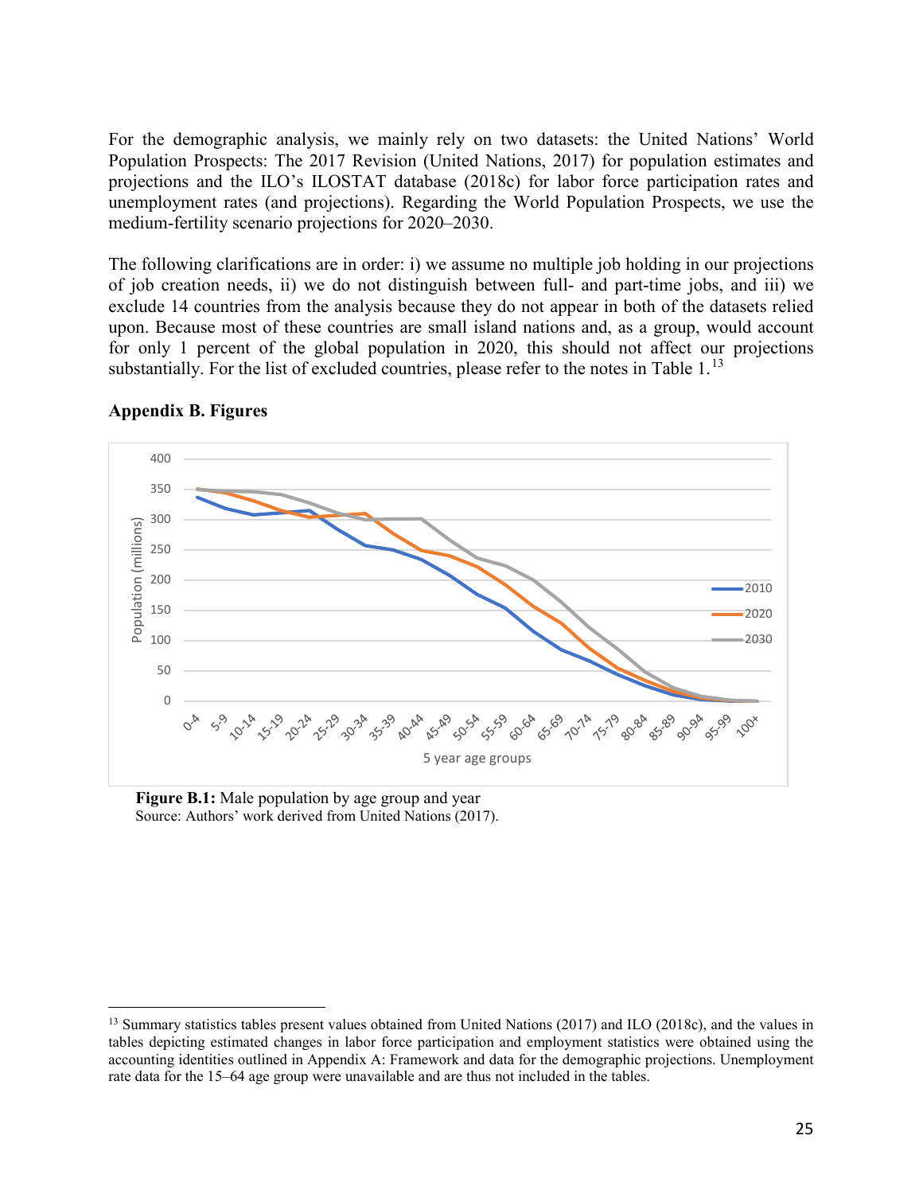For the demographic analysis, we mainly rely on two datasets: the United Nations' World Population Prospects: The 2017 Revision (United Nations, 2017) for population estimates and projections and the ILO's ILOSTAT database (2018c) for labor force participation rates and unemployment rates (and projections). Regarding the World Population Prospects, we use the medium-fertility scenario projections for 2020–2030.

The following clarifications are in order: i) we assume no multiple job holding in our projections of job creation needs, ii) we do not distinguish between full- and part-time jobs, and iii) we exclude 14 countries from the analysis because they do not appear in both of the datasets relied upon. Because most of these countries are small island nations and, as a group, would account for only 1 percent of the global population in 2020, this should not affect our projections substantially. For the list of excluded countries, please refer to the notes in Table 1.[13]

## Appendix B. Figures

**Figure B.1:** Male population by age group and year
Source: Authors' work derived from United Nations (2017).

[13] Summary statistics tables present values obtained from United Nations (2017) and ILO (2018c), and the values in tables depicting estimated changes in labor force participation and employment statistics were obtained using the accounting identities outlined in Appendix A: Framework and data for the demographic projections. Unemployment rate data for the 15–64 age group were unavailable and are thus not included in the tables.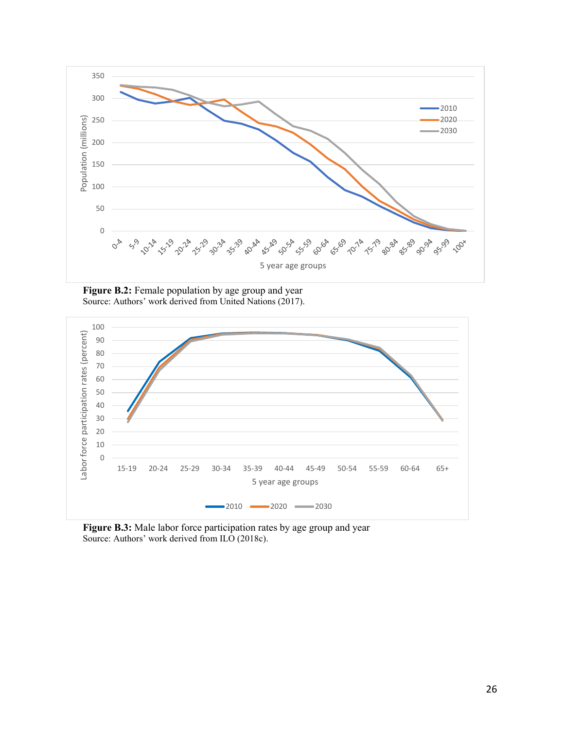**Figure B.2:** Female population by age group and year
Source: Authors' work derived from United Nations (2017).

**Figure B.3:** Male labor force participation rates by age group and year
Source: Authors' work derived from ILO (2018c).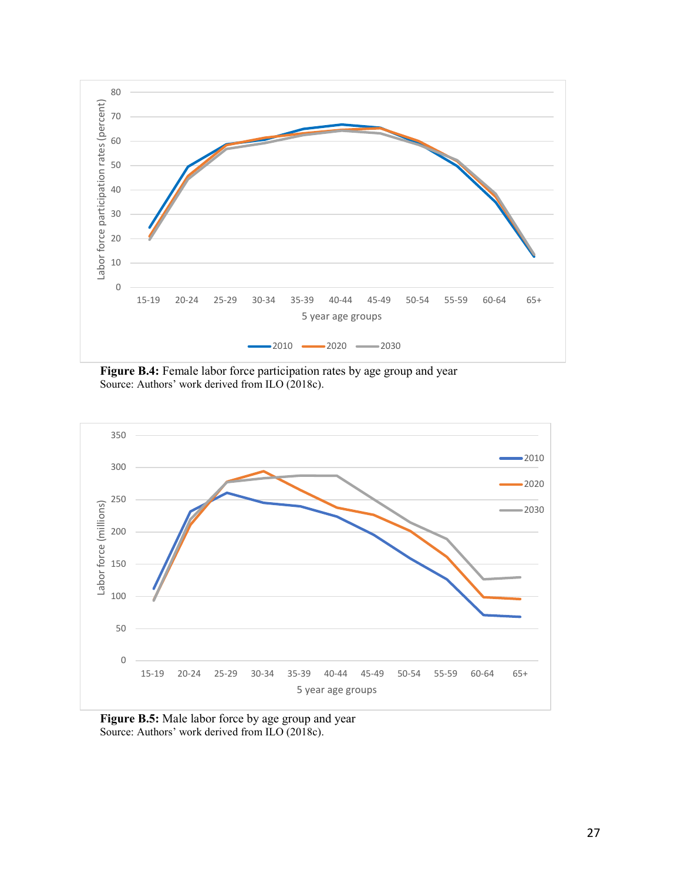**Figure B.4:** Female labor force participation rates by age group and year
Source: Authors' work derived from ILO (2018c).

**Figure B.5:** Male labor force by age group and year
Source: Authors' work derived from ILO (2018c).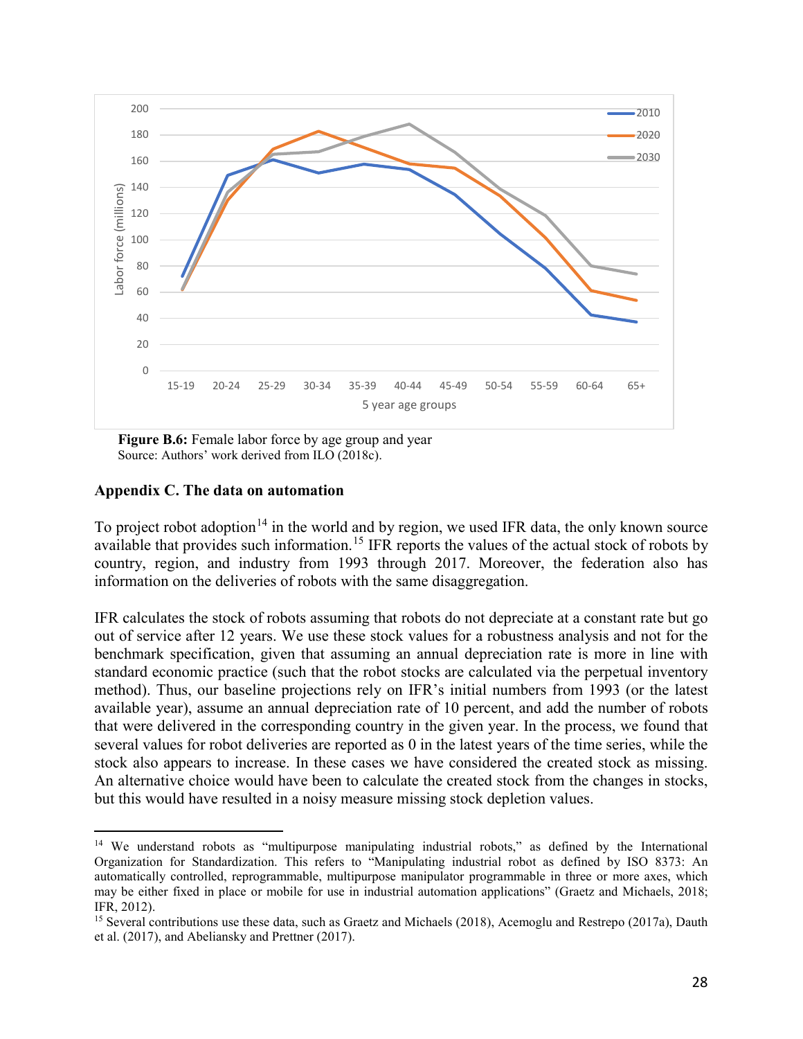**Figure B.6:** Female labor force by age group and year
Source: Authors' work derived from ILO (2018c).

## Appendix C. The data on automation

To project robot adoption[14] in the world and by region, we used IFR data, the only known source available that provides such information.[15] IFR reports the values of the actual stock of robots by country, region, and industry from 1993 through 2017. Moreover, the federation also has information on the deliveries of robots with the same disaggregation.

IFR calculates the stock of robots assuming that robots do not depreciate at a constant rate but go out of service after 12 years. We use these stock values for a robustness analysis and not for the benchmark specification, given that assuming an annual depreciation rate is more in line with standard economic practice (such that the robot stocks are calculated via the perpetual inventory method). Thus, our baseline projections rely on IFR's initial numbers from 1993 (or the latest available year), assume an annual depreciation rate of 10 percent, and add the number of robots that were delivered in the corresponding country in the given year. In the process, we found that several values for robot deliveries are reported as 0 in the latest years of the time series, while the stock also appears to increase. In these cases we have considered the created stock as missing. An alternative choice would have been to calculate the created stock from the changes in stocks, but this would have resulted in a noisy measure missing stock depletion values.

---

[14] We understand robots as "multipurpose manipulating industrial robots," as defined by the International Organization for Standardization. This refers to "Manipulating industrial robot as defined by ISO 8373: An automatically controlled, reprogrammable, multipurpose manipulator programmable in three or more axes, which may be either fixed in place or mobile for use in industrial automation applications" (Graetz and Michaels, 2018; IFR, 2012).

[15] Several contributions use these data, such as Graetz and Michaels (2018), Acemoglu and Restrepo (2017a), Dauth et al. (2017), and Abeliansky and Prettner (2017).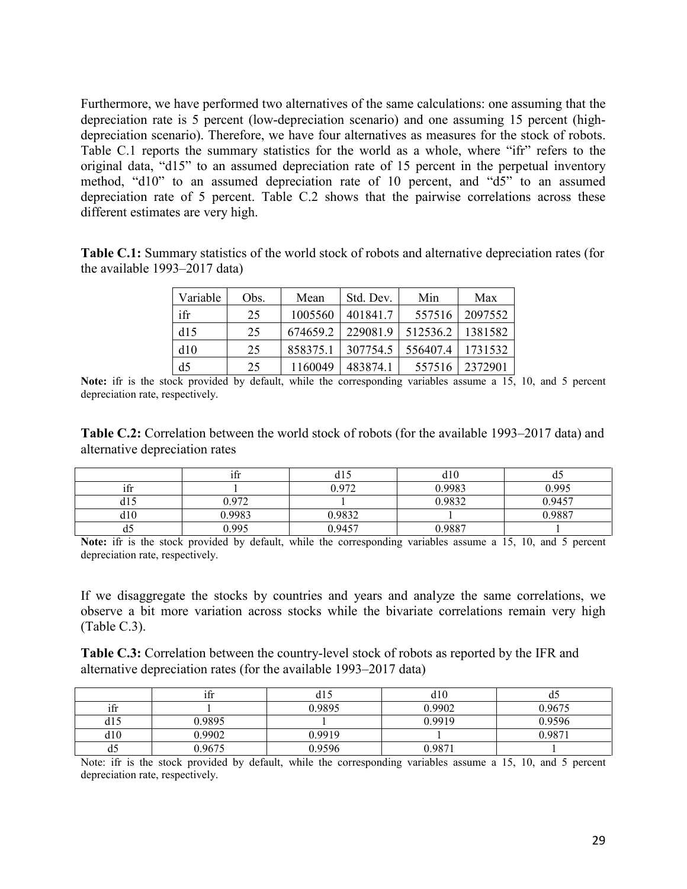Furthermore, we have performed two alternatives of the same calculations: one assuming that the depreciation rate is 5 percent (low-depreciation scenario) and one assuming 15 percent (high-depreciation scenario). Therefore, we have four alternatives as measures for the stock of robots. Table C.1 reports the summary statistics for the world as a whole, where "ifr" refers to the original data, "d15" to an assumed depreciation rate of 15 percent in the perpetual inventory method, "d10" to an assumed depreciation rate of 10 percent, and "d5" to an assumed depreciation rate of 5 percent. Table C.2 shows that the pairwise correlations across these different estimates are very high.

**Table C.1:** Summary statistics of the world stock of robots and alternative depreciation rates (for the available 1993–2017 data)

| Variable | Obs. | Mean | Std. Dev. | Min | Max |
|---|---|---|---|---|---|
| ifr | 25 | 1005560 | 401841.7 | 557516 | 2097552 |
| d15 | 25 | 674659.2 | 229081.9 | 512536.2 | 1381582 |
| d10 | 25 | 858375.1 | 307754.5 | 556407.4 | 1731532 |
| d5 | 25 | 1160049 | 483874.1 | 557516 | 2372901 |

**Note:** ifr is the stock provided by default, while the corresponding variables assume a 15, 10, and 5 percent depreciation rate, respectively.

**Table C.2:** Correlation between the world stock of robots (for the available 1993–2017 data) and alternative depreciation rates

| | ifr | d15 | d10 | d5 |
|---|---|---|---|---|
| ifr | 1 | 0.972 | 0.9983 | 0.995 |
| d15 | 0.972 | 1 | 0.9832 | 0.9457 |
| d10 | 0.9983 | 0.9832 | 1 | 0.9887 |
| d5 | 0.995 | 0.9457 | 0.9887 | 1 |

**Note:** ifr is the stock provided by default, while the corresponding variables assume a 15, 10, and 5 percent depreciation rate, respectively.

If we disaggregate the stocks by countries and years and analyze the same correlations, we observe a bit more variation across stocks while the bivariate correlations remain very high (Table C.3).

**Table C.3:** Correlation between the country-level stock of robots as reported by the IFR and alternative depreciation rates (for the available 1993–2017 data)

| | ifr | d15 | d10 | d5 |
|---|---|---|---|---|
| ifr | 1 | 0.9895 | 0.9902 | 0.9675 |
| d15 | 0.9895 | 1 | 0.9919 | 0.9596 |
| d10 | 0.9902 | 0.9919 | 1 | 0.9871 |
| d5 | 0.9675 | 0.9596 | 0.9871 | 1 |

Note: ifr is the stock provided by default, while the corresponding variables assume a 15, 10, and 5 percent depreciation rate, respectively.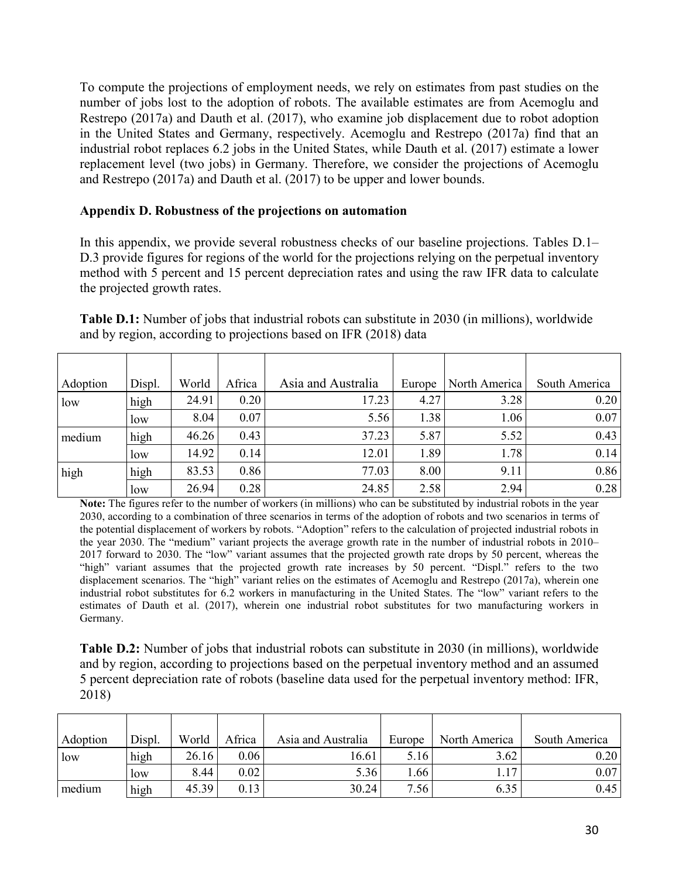To compute the projections of employment needs, we rely on estimates from past studies on the number of jobs lost to the adoption of robots. The available estimates are from Acemoglu and Restrepo (2017a) and Dauth et al. (2017), who examine job displacement due to robot adoption in the United States and Germany, respectively. Acemoglu and Restrepo (2017a) find that an industrial robot replaces 6.2 jobs in the United States, while Dauth et al. (2017) estimate a lower replacement level (two jobs) in Germany. Therefore, we consider the projections of Acemoglu and Restrepo (2017a) and Dauth et al. (2017) to be upper and lower bounds.

### Appendix D. Robustness of the projections on automation

In this appendix, we provide several robustness checks of our baseline projections. Tables D.1–D.3 provide figures for regions of the world for the projections relying on the perpetual inventory method with 5 percent and 15 percent depreciation rates and using the raw IFR data to calculate the projected growth rates.

**Table D.1:** Number of jobs that industrial robots can substitute in 2030 (in millions), worldwide and by region, according to projections based on IFR (2018) data

| Adoption | Displ. | World | Africa | Asia and Australia | Europe | North America | South America |
|---|---|---|---|---|---|---|---|
| low | high | 24.91 | 0.20 | 17.23 | 4.27 | 3.28 | 0.20 |
| | low | 8.04 | 0.07 | 5.56 | 1.38 | 1.06 | 0.07 |
| medium | high | 46.26 | 0.43 | 37.23 | 5.87 | 5.52 | 0.43 |
| | low | 14.92 | 0.14 | 12.01 | 1.89 | 1.78 | 0.14 |
| high | high | 83.53 | 0.86 | 77.03 | 8.00 | 9.11 | 0.86 |
| | low | 26.94 | 0.28 | 24.85 | 2.58 | 2.94 | 0.28 |

**Note:** The figures refer to the number of workers (in millions) who can be substituted by industrial robots in the year 2030, according to a combination of three scenarios in terms of the adoption of robots and two scenarios in terms of the potential displacement of workers by robots. "Adoption" refers to the calculation of projected industrial robots in the year 2030. The "medium" variant projects the average growth rate in the number of industrial robots in 2010–2017 forward to 2030. The "low" variant assumes that the projected growth rate drops by 50 percent, whereas the "high" variant assumes that the projected growth rate increases by 50 percent. "Displ." refers to the two displacement scenarios. The "high" variant relies on the estimates of Acemoglu and Restrepo (2017a), wherein one industrial robot substitutes for 6.2 workers in manufacturing in the United States. The "low" variant refers to the estimates of Dauth et al. (2017), wherein one industrial robot substitutes for two manufacturing workers in Germany.

**Table D.2:** Number of jobs that industrial robots can substitute in 2030 (in millions), worldwide and by region, according to projections based on the perpetual inventory method and an assumed 5 percent depreciation rate of robots (baseline data used for the perpetual inventory method: IFR, 2018)

| Adoption | Displ. | World | Africa | Asia and Australia | Europe | North America | South America |
|---|---|---|---|---|---|---|---|
| low | high | 26.16 | 0.06 | 16.61 | 5.16 | 3.62 | 0.20 |
| | low | 8.44 | 0.02 | 5.36 | 1.66 | 1.17 | 0.07 |
| medium | high | 45.39 | 0.13 | 30.24 | 7.56 | 6.35 | 0.45 |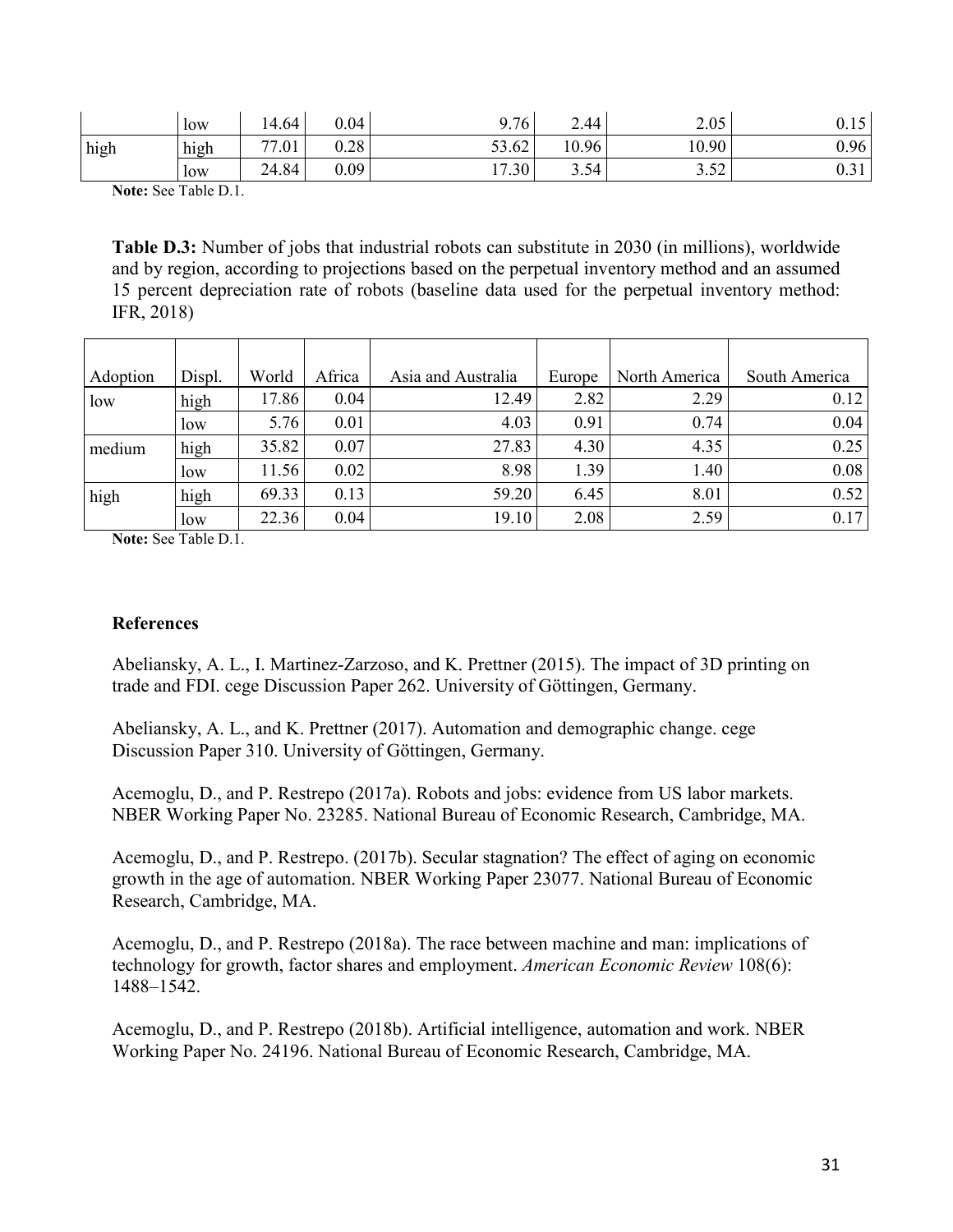|  | low | 14.64 | 0.04 | 9.76 | 2.44 | 2.05 | 0.15 |
| --- | --- | --- | --- | --- | --- | --- | --- |
| high | high | 77.01 | 0.28 | 53.62 | 10.96 | 10.90 | 0.96 |
|  | low | 24.84 | 0.09 | 17.30 | 3.54 | 3.52 | 0.31 |

**Note:** See Table D.1.

**Table D.3:** Number of jobs that industrial robots can substitute in 2030 (in millions), worldwide and by region, according to projections based on the perpetual inventory method and an assumed 15 percent depreciation rate of robots (baseline data used for the perpetual inventory method: IFR, 2018)

| Adoption | Displ. | World | Africa | Asia and Australia | Europe | North America | South America |
| --- | --- | --- | --- | --- | --- | --- | --- |
| low | high | 17.86 | 0.04 | 12.49 | 2.82 | 2.29 | 0.12 |
|  | low | 5.76 | 0.01 | 4.03 | 0.91 | 0.74 | 0.04 |
| medium | high | 35.82 | 0.07 | 27.83 | 4.30 | 4.35 | 0.25 |
|  | low | 11.56 | 0.02 | 8.98 | 1.39 | 1.40 | 0.08 |
| high | high | 69.33 | 0.13 | 59.20 | 6.45 | 8.01 | 0.52 |
|  | low | 22.36 | 0.04 | 19.10 | 2.08 | 2.59 | 0.17 |

**Note:** See Table D.1.

## References

Abeliansky, A. L., I. Martinez-Zarzoso, and K. Prettner (2015). The impact of 3D printing on trade and FDI. cege Discussion Paper 262. University of Göttingen, Germany.

Abeliansky, A. L., and K. Prettner (2017). Automation and demographic change. cege Discussion Paper 310. University of Göttingen, Germany.

Acemoglu, D., and P. Restrepo (2017a). Robots and jobs: evidence from US labor markets. NBER Working Paper No. 23285. National Bureau of Economic Research, Cambridge, MA.

Acemoglu, D., and P. Restrepo. (2017b). Secular stagnation? The effect of aging on economic growth in the age of automation. NBER Working Paper 23077. National Bureau of Economic Research, Cambridge, MA.

Acemoglu, D., and P. Restrepo (2018a). The race between machine and man: implications of technology for growth, factor shares and employment. *American Economic Review* 108(6): 1488–1542.

Acemoglu, D., and P. Restrepo (2018b). Artificial intelligence, automation and work. NBER Working Paper No. 24196. National Bureau of Economic Research, Cambridge, MA.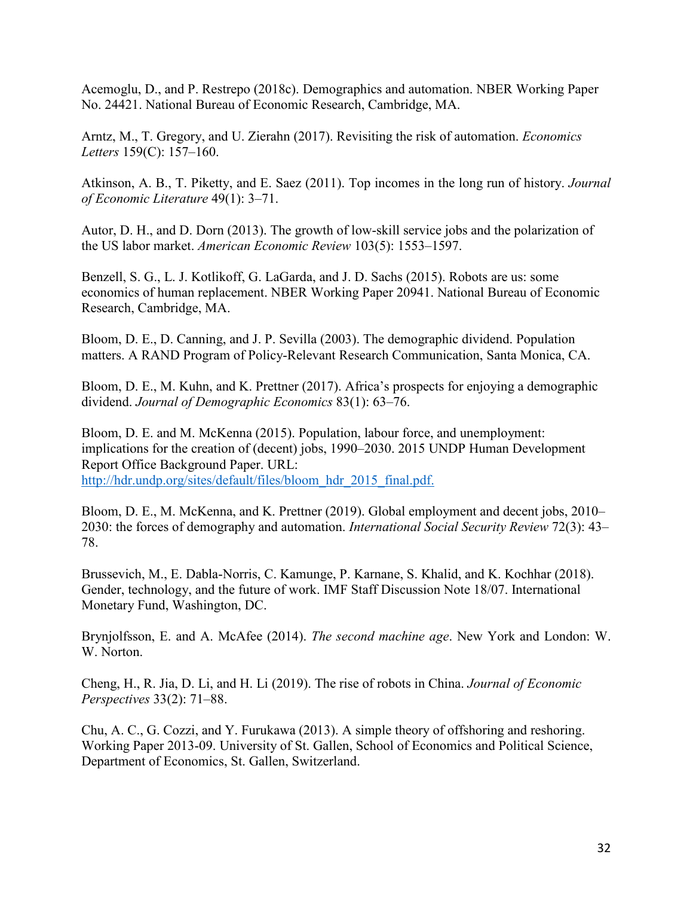Acemoglu, D., and P. Restrepo (2018c). Demographics and automation. NBER Working Paper No. 24421. National Bureau of Economic Research, Cambridge, MA.

Arntz, M., T. Gregory, and U. Zierahn (2017). Revisiting the risk of automation. *Economics Letters* 159(C): 157–160.

Atkinson, A. B., T. Piketty, and E. Saez (2011). Top incomes in the long run of history. *Journal of Economic Literature* 49(1): 3–71.

Autor, D. H., and D. Dorn (2013). The growth of low-skill service jobs and the polarization of the US labor market. *American Economic Review* 103(5): 1553–1597.

Benzell, S. G., L. J. Kotlikoff, G. LaGarda, and J. D. Sachs (2015). Robots are us: some economics of human replacement. NBER Working Paper 20941. National Bureau of Economic Research, Cambridge, MA.

Bloom, D. E., D. Canning, and J. P. Sevilla (2003). The demographic dividend. Population matters. A RAND Program of Policy-Relevant Research Communication, Santa Monica, CA.

Bloom, D. E., M. Kuhn, and K. Prettner (2017). Africa's prospects for enjoying a demographic dividend. *Journal of Demographic Economics* 83(1): 63–76.

Bloom, D. E. and M. McKenna (2015). Population, labour force, and unemployment: implications for the creation of (decent) jobs, 1990–2030. 2015 UNDP Human Development Report Office Background Paper. URL: [http://hdr.undp.org/sites/default/files/bloom_hdr_2015_final.pdf.](http://hdr.undp.org/sites/default/files/bloom_hdr_2015_final.pdf)

Bloom, D. E., M. McKenna, and K. Prettner (2019). Global employment and decent jobs, 2010–2030: the forces of demography and automation. *International Social Security Review* 72(3): 43–78.

Brussevich, M., E. Dabla-Norris, C. Kamunge, P. Karnane, S. Khalid, and K. Kochhar (2018). Gender, technology, and the future of work. IMF Staff Discussion Note 18/07. International Monetary Fund, Washington, DC.

Brynjolfsson, E. and A. McAfee (2014). *The second machine age*. New York and London: W. W. Norton.

Cheng, H., R. Jia, D. Li, and H. Li (2019). The rise of robots in China. *Journal of Economic Perspectives* 33(2): 71–88.

Chu, A. C., G. Cozzi, and Y. Furukawa (2013). A simple theory of offshoring and reshoring. Working Paper 2013-09. University of St. Gallen, School of Economics and Political Science, Department of Economics, St. Gallen, Switzerland.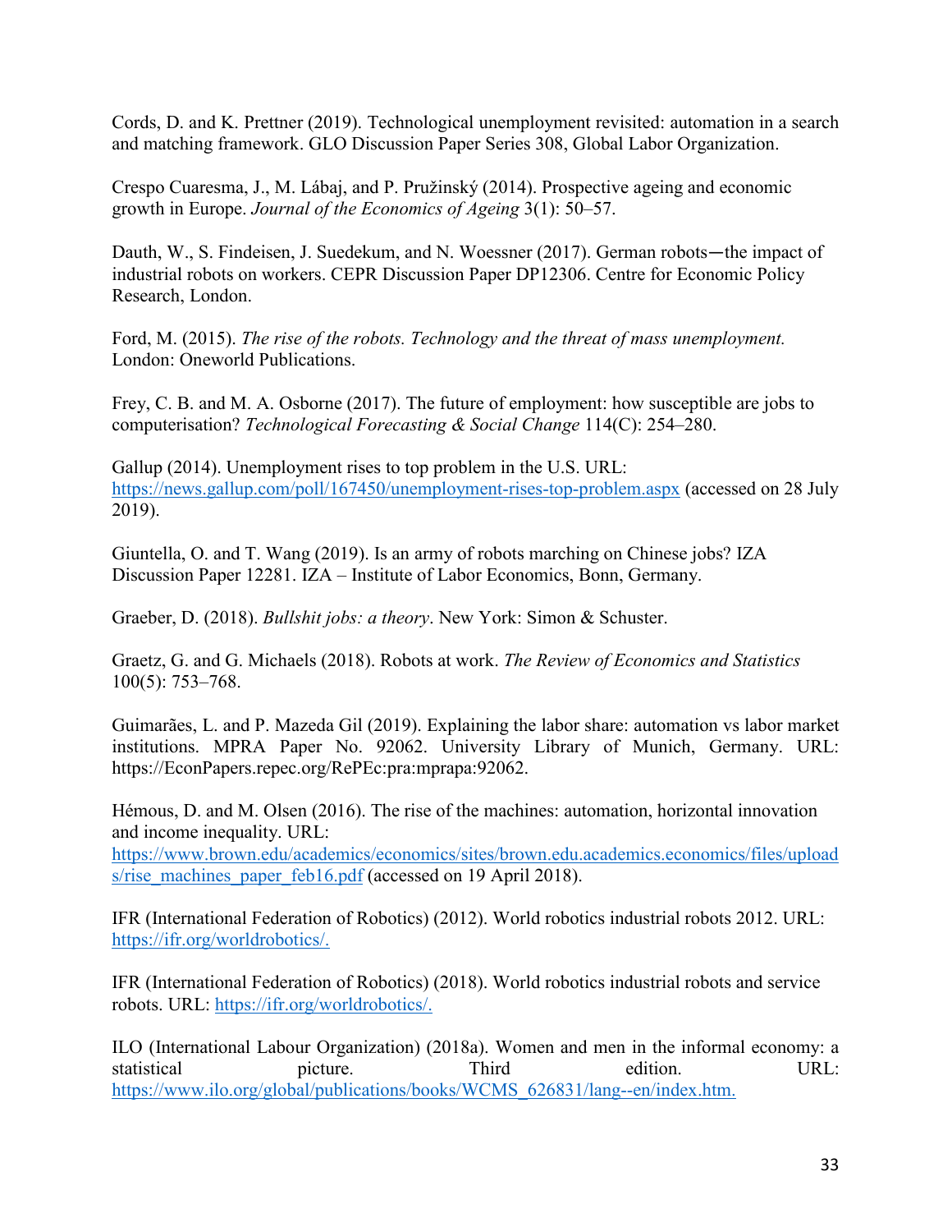Cords, D. and K. Prettner (2019). Technological unemployment revisited: automation in a search and matching framework. GLO Discussion Paper Series 308, Global Labor Organization.

Crespo Cuaresma, J., M. Lábaj, and P. Pružinský (2014). Prospective ageing and economic growth in Europe. *Journal of the Economics of Ageing* 3(1): 50–57.

Dauth, W., S. Findeisen, J. Suedekum, and N. Woessner (2017). German robots—the impact of industrial robots on workers. CEPR Discussion Paper DP12306. Centre for Economic Policy Research, London.

Ford, M. (2015). *The rise of the robots. Technology and the threat of mass unemployment.* London: Oneworld Publications.

Frey, C. B. and M. A. Osborne (2017). The future of employment: how susceptible are jobs to computerisation? *Technological Forecasting & Social Change* 114(C): 254–280.

Gallup (2014). Unemployment rises to top problem in the U.S. URL: https://news.gallup.com/poll/167450/unemployment-rises-top-problem.aspx (accessed on 28 July 2019).

Giuntella, O. and T. Wang (2019). Is an army of robots marching on Chinese jobs? IZA Discussion Paper 12281. IZA – Institute of Labor Economics, Bonn, Germany.

Graeber, D. (2018). *Bullshit jobs: a theory*. New York: Simon & Schuster.

Graetz, G. and G. Michaels (2018). Robots at work. *The Review of Economics and Statistics* 100(5): 753–768.

Guimarães, L. and P. Mazeda Gil (2019). Explaining the labor share: automation vs labor market institutions. MPRA Paper No. 92062. University Library of Munich, Germany. URL: https://EconPapers.repec.org/RePEc:pra:mprapa:92062.

Hémous, D. and M. Olsen (2016). The rise of the machines: automation, horizontal innovation and income inequality. URL: https://www.brown.edu/academics/economics/sites/brown.edu.academics.economics/files/uploads/rise_machines_paper_feb16.pdf (accessed on 19 April 2018).

IFR (International Federation of Robotics) (2012). World robotics industrial robots 2012. URL: https://ifr.org/worldrobotics/.

IFR (International Federation of Robotics) (2018). World robotics industrial robots and service robots. URL: https://ifr.org/worldrobotics/.

ILO (International Labour Organization) (2018a). Women and men in the informal economy: a statistical picture. Third edition. URL: https://www.ilo.org/global/publications/books/WCMS_626831/lang--en/index.htm.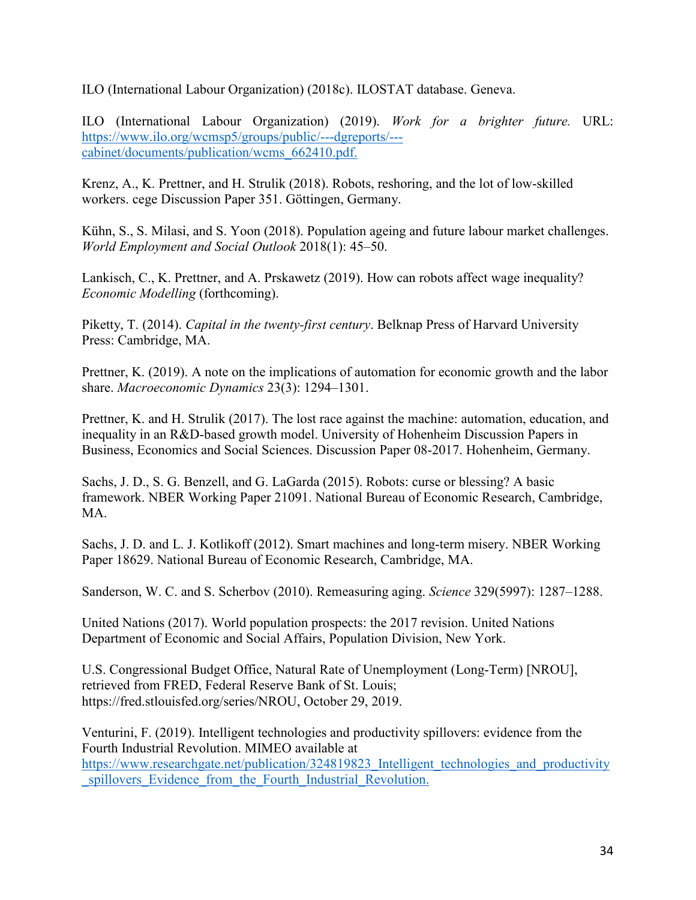ILO (International Labour Organization) (2018c). ILOSTAT database. Geneva.

ILO (International Labour Organization) (2019). *Work for a brighter future.* URL: [https://www.ilo.org/wcmsp5/groups/public/---dgreports/---cabinet/documents/publication/wcms_662410.pdf.](https://www.ilo.org/wcmsp5/groups/public/---dgreports/---cabinet/documents/publication/wcms_662410.pdf)

Krenz, A., K. Prettner, and H. Strulik (2018). Robots, reshoring, and the lot of low-skilled workers. cege Discussion Paper 351. Göttingen, Germany.

Kühn, S., S. Milasi, and S. Yoon (2018). Population ageing and future labour market challenges. *World Employment and Social Outlook* 2018(1): 45–50.

Lankisch, C., K. Prettner, and A. Prskawetz (2019). How can robots affect wage inequality? *Economic Modelling* (forthcoming).

Piketty, T. (2014). *Capital in the twenty-first century*. Belknap Press of Harvard University Press: Cambridge, MA.

Prettner, K. (2019). A note on the implications of automation for economic growth and the labor share. *Macroeconomic Dynamics* 23(3): 1294–1301.

Prettner, K. and H. Strulik (2017). The lost race against the machine: automation, education, and inequality in an R&D-based growth model. University of Hohenheim Discussion Papers in Business, Economics and Social Sciences. Discussion Paper 08-2017. Hohenheim, Germany.

Sachs, J. D., S. G. Benzell, and G. LaGarda (2015). Robots: curse or blessing? A basic framework. NBER Working Paper 21091. National Bureau of Economic Research, Cambridge, MA.

Sachs, J. D. and L. J. Kotlikoff (2012). Smart machines and long-term misery. NBER Working Paper 18629. National Bureau of Economic Research, Cambridge, MA.

Sanderson, W. C. and S. Scherbov (2010). Remeasuring aging. *Science* 329(5997): 1287–1288.

United Nations (2017). World population prospects: the 2017 revision. United Nations Department of Economic and Social Affairs, Population Division, New York.

U.S. Congressional Budget Office, Natural Rate of Unemployment (Long-Term) [NROU], retrieved from FRED, Federal Reserve Bank of St. Louis; https://fred.stlouisfed.org/series/NROU, October 29, 2019.

Venturini, F. (2019). Intelligent technologies and productivity spillovers: evidence from the Fourth Industrial Revolution. MIMEO available at [https://www.researchgate.net/publication/324819823_Intelligent_technologies_and_productivity_spillovers_Evidence_from_the_Fourth_Industrial_Revolution.](https://www.researchgate.net/publication/324819823_Intelligent_technologies_and_productivity_spillovers_Evidence_from_the_Fourth_Industrial_Revolution)